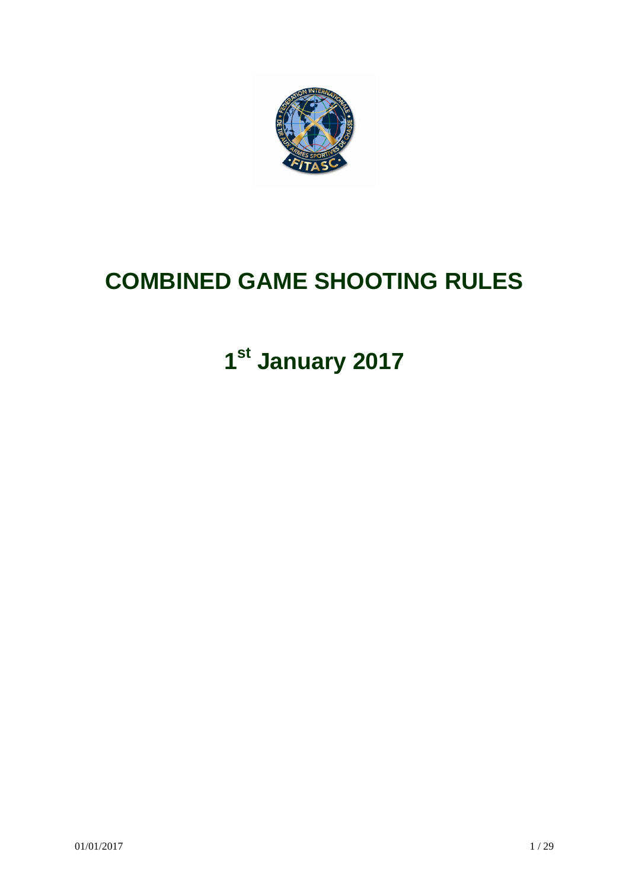# COMBINED GAME SHOOTING RULES

## 1st January 2017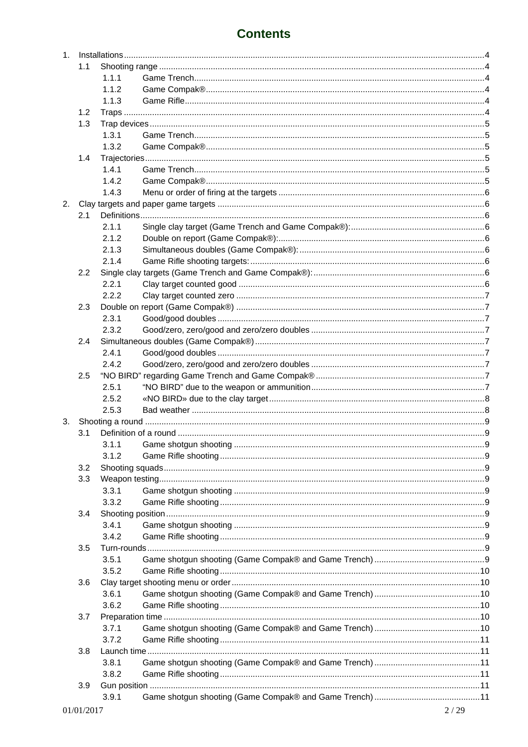# Contents

1. Installations ... 4
   - 1.1 Shooting range ... 4
     - 1.1.1 Game Trench ... 4
     - 1.1.2 Game Compak® ... 4
     - 1.1.3 Game Rifle ... 4
   - 1.2 Traps ... 4
   - 1.3 Trap devices ... 5
     - 1.3.1 Game Trench ... 5
     - 1.3.2 Game Compak® ... 5
   - 1.4 Trajectories ... 5
     - 1.4.1 Game Trench ... 5
     - 1.4.2 Game Compak® ... 5
     - 1.4.3 Menu or order of firing at the targets ... 6
2. Clay targets and paper game targets ... 6
   - 2.1 Definitions ... 6
     - 2.1.1 Single clay target (Game Trench and Game Compak®): ... 6
     - 2.1.2 Double on report (Game Compak®): ... 6
     - 2.1.3 Simultaneous doubles (Game Compak®): ... 6
     - 2.1.4 Game Rifle shooting targets: ... 6
   - 2.2 Single clay targets (Game Trench and Game Compak®): ... 6
     - 2.2.1 Clay target counted good ... 6
     - 2.2.2 Clay target counted zero ... 7
   - 2.3 Double on report (Game Compak®) ... 7
     - 2.3.1 Good/good doubles ... 7
     - 2.3.2 Good/zero, zero/good and zero/zero doubles ... 7
   - 2.4 Simultaneous doubles (Game Compak®) ... 7
     - 2.4.1 Good/good doubles ... 7
     - 2.4.2 Good/zero, zero/good and zero/zero doubles ... 7
   - 2.5 "NO BIRD" regarding Game Trench and Game Compak® ... 7
     - 2.5.1 "NO BIRD" due to the weapon or ammunition ... 7
     - 2.5.2 «NO BIRD» due to the clay target ... 8
     - 2.5.3 Bad weather ... 8
3. Shooting a round ... 9
   - 3.1 Definition of a round ... 9
     - 3.1.1 Game shotgun shooting ... 9
     - 3.1.2 Game Rifle shooting ... 9
   - 3.2 Shooting squads ... 9
   - 3.3 Weapon testing ... 9
     - 3.3.1 Game shotgun shooting ... 9
     - 3.3.2 Game Rifle shooting ... 9
   - 3.4 Shooting position ... 9
     - 3.4.1 Game shotgun shooting ... 9
     - 3.4.2 Game Rifle shooting ... 9
   - 3.5 Turn-rounds ... 9
     - 3.5.1 Game shotgun shooting (Game Compak® and Game Trench) ... 9
     - 3.5.2 Game Rifle shooting ... 10
   - 3.6 Clay target shooting menu or order ... 10
     - 3.6.1 Game shotgun shooting (Game Compak® and Game Trench) ... 10
     - 3.6.2 Game Rifle shooting ... 10
   - 3.7 Preparation time ... 10
     - 3.7.1 Game shotgun shooting (Game Compak® and Game Trench) ... 10
     - 3.7.2 Game Rifle shooting ... 11
   - 3.8 Launch time ... 11
     - 3.8.1 Game shotgun shooting (Game Compak® and Game Trench) ... 11
     - 3.8.2 Game Rifle shooting ... 11
   - 3.9 Gun position ... 11
     - 3.9.1 Game shotgun shooting (Game Compak® and Game Trench) ... 11

01/01/2017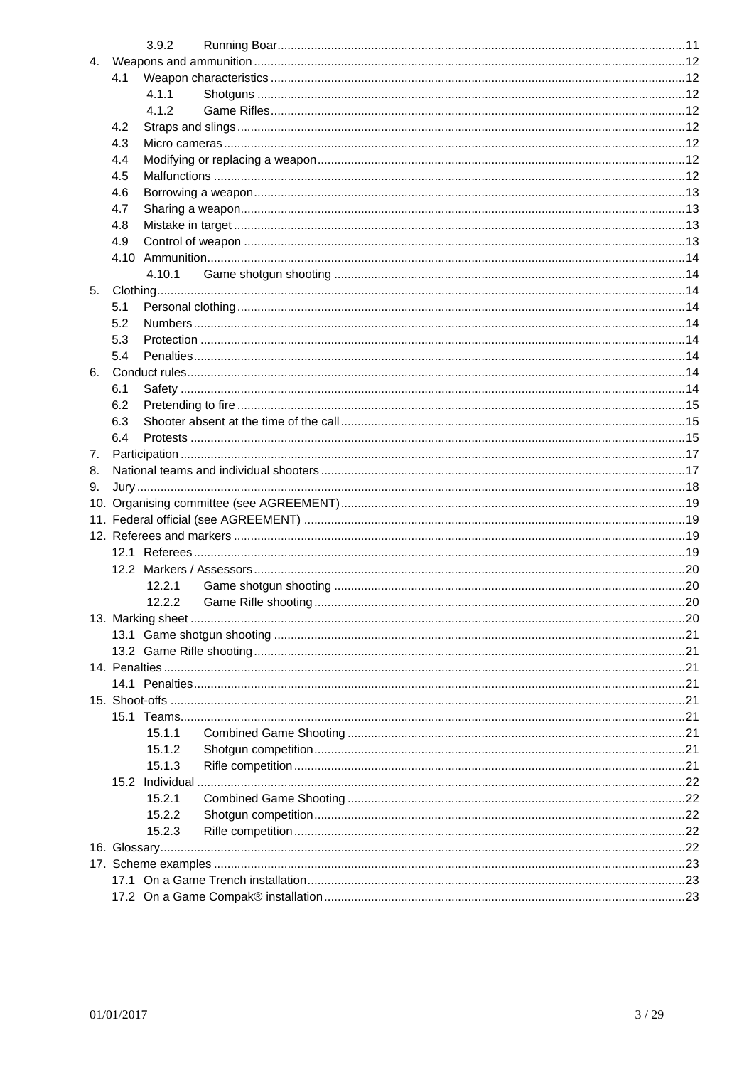3.9.2 Running Boar ... 11

4. Weapons and ammunition ... 12
   - 4.1 Weapon characteristics ... 12
     - 4.1.1 Shotguns ... 12
     - 4.1.2 Game Rifles ... 12
   - 4.2 Straps and slings ... 12
   - 4.3 Micro cameras ... 12
   - 4.4 Modifying or replacing a weapon ... 12
   - 4.5 Malfunctions ... 12
   - 4.6 Borrowing a weapon ... 13
   - 4.7 Sharing a weapon ... 13
   - 4.8 Mistake in target ... 13
   - 4.9 Control of weapon ... 13
   - 4.10 Ammunition ... 14
     - 4.10.1 Game shotgun shooting ... 14
5. Clothing ... 14
   - 5.1 Personal clothing ... 14
   - 5.2 Numbers ... 14
   - 5.3 Protection ... 14
   - 5.4 Penalties ... 14
6. Conduct rules ... 14
   - 6.1 Safety ... 14
   - 6.2 Pretending to fire ... 15
   - 6.3 Shooter absent at the time of the call ... 15
   - 6.4 Protests ... 15
7. Participation ... 17
8. National teams and individual shooters ... 17
9. Jury ... 18
10. Organising committee (see AGREEMENT) ... 19
11. Federal official (see AGREEMENT) ... 19
12. Referees and markers ... 19
    - 12.1 Referees ... 19
    - 12.2 Markers / Assessors ... 20
      - 12.2.1 Game shotgun shooting ... 20
      - 12.2.2 Game Rifle shooting ... 20
13. Marking sheet ... 20
    - 13.1 Game shotgun shooting ... 21
    - 13.2 Game Rifle shooting ... 21
14. Penalties ... 21
    - 14.1 Penalties ... 21
15. Shoot-offs ... 21
    - 15.1 Teams ... 21
      - 15.1.1 Combined Game Shooting ... 21
      - 15.1.2 Shotgun competition ... 21
      - 15.1.3 Rifle competition ... 21
    - 15.2 Individual ... 22
      - 15.2.1 Combined Game Shooting ... 22
      - 15.2.2 Shotgun competition ... 22
      - 15.2.3 Rifle competition ... 22
16. Glossary ... 22
17. Scheme examples ... 23
    - 17.1 On a Game Trench installation ... 23
    - 17.2 On a Game Compak® installation ... 23

01/01/2017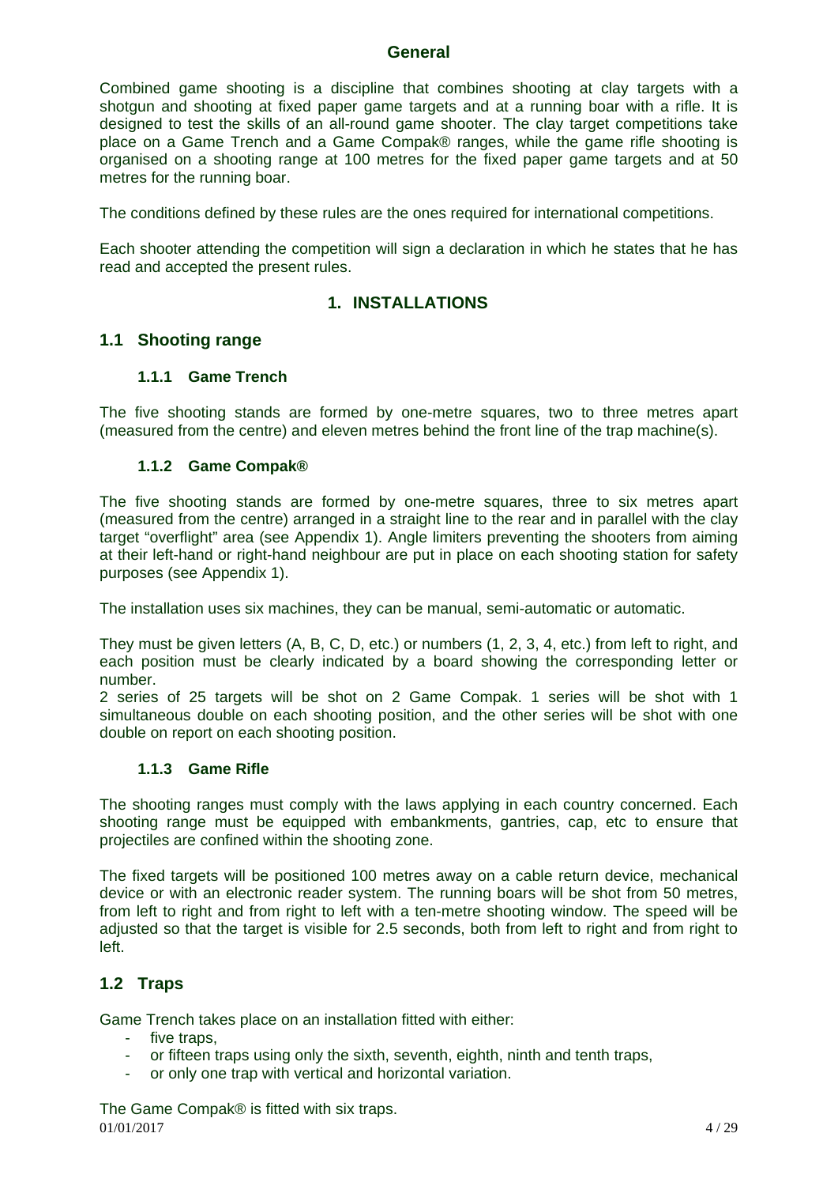## General

Combined game shooting is a discipline that combines shooting at clay targets with a shotgun and shooting at fixed paper game targets and at a running boar with a rifle. It is designed to test the skills of an all-round game shooter. The clay target competitions take place on a Game Trench and a Game Compak® ranges, while the game rifle shooting is organised on a shooting range at 100 metres for the fixed paper game targets and at 50 metres for the running boar.

The conditions defined by these rules are the ones required for international competitions.

Each shooter attending the competition will sign a declaration in which he states that he has read and accepted the present rules.

# 1. INSTALLATIONS

## 1.1 Shooting range

### 1.1.1 Game Trench

The five shooting stands are formed by one-metre squares, two to three metres apart (measured from the centre) and eleven metres behind the front line of the trap machine(s).

### 1.1.2 Game Compak®

The five shooting stands are formed by one-metre squares, three to six metres apart (measured from the centre) arranged in a straight line to the rear and in parallel with the clay target "overflight" area (see Appendix 1). Angle limiters preventing the shooters from aiming at their left-hand or right-hand neighbour are put in place on each shooting station for safety purposes (see Appendix 1).

The installation uses six machines, they can be manual, semi-automatic or automatic.

They must be given letters (A, B, C, D, etc.) or numbers (1, 2, 3, 4, etc.) from left to right, and each position must be clearly indicated by a board showing the corresponding letter or number.
2 series of 25 targets will be shot on 2 Game Compak. 1 series will be shot with 1 simultaneous double on each shooting position, and the other series will be shot with one double on report on each shooting position.

### 1.1.3 Game Rifle

The shooting ranges must comply with the laws applying in each country concerned. Each shooting range must be equipped with embankments, gantries, cap, etc to ensure that projectiles are confined within the shooting zone.

The fixed targets will be positioned 100 metres away on a cable return device, mechanical device or with an electronic reader system. The running boars will be shot from 50 metres, from left to right and from right to left with a ten-metre shooting window. The speed will be adjusted so that the target is visible for 2.5 seconds, both from left to right and from right to left.

## 1.2 Traps

Game Trench takes place on an installation fitted with either:

- five traps,
- or fifteen traps using only the sixth, seventh, eighth, ninth and tenth traps,
- or only one trap with vertical and horizontal variation.

The Game Compak® is fitted with six traps.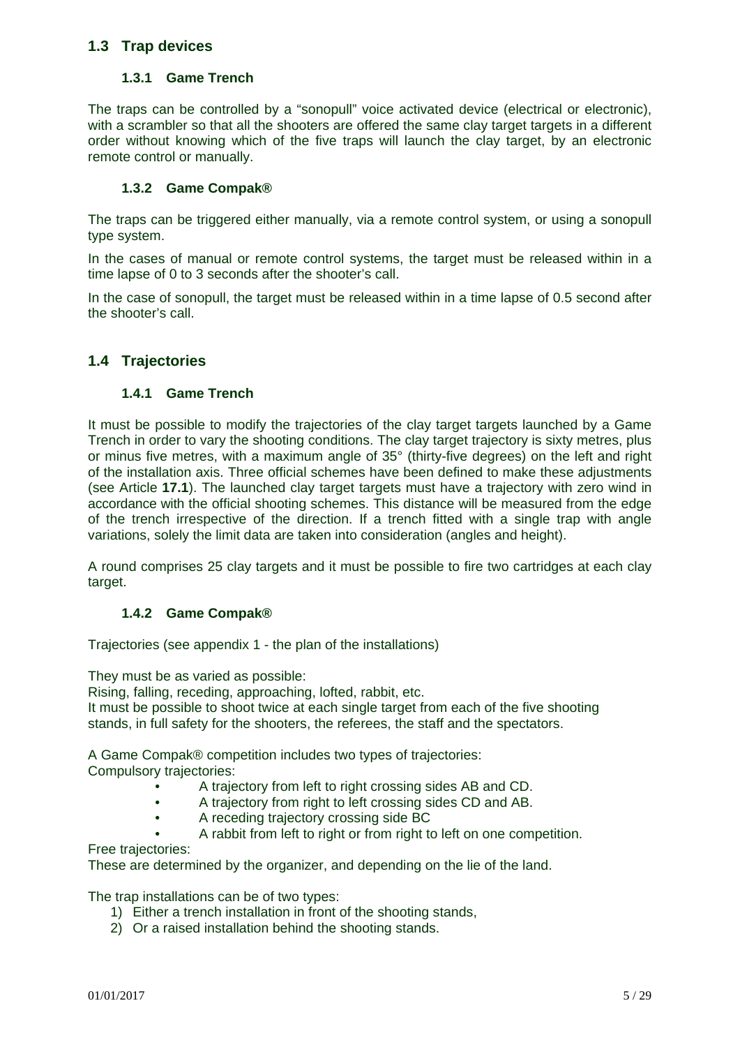## 1.3 Trap devices

### 1.3.1 Game Trench

The traps can be controlled by a "sonopull" voice activated device (electrical or electronic), with a scrambler so that all the shooters are offered the same clay target targets in a different order without knowing which of the five traps will launch the clay target, by an electronic remote control or manually.

### 1.3.2 Game Compak®

The traps can be triggered either manually, via a remote control system, or using a sonopull type system.

In the cases of manual or remote control systems, the target must be released within in a time lapse of 0 to 3 seconds after the shooter's call.

In the case of sonopull, the target must be released within in a time lapse of 0.5 second after the shooter's call.

## 1.4 Trajectories

### 1.4.1 Game Trench

It must be possible to modify the trajectories of the clay target targets launched by a Game Trench in order to vary the shooting conditions. The clay target trajectory is sixty metres, plus or minus five metres, with a maximum angle of 35° (thirty-five degrees) on the left and right of the installation axis. Three official schemes have been defined to make these adjustments (see Article **17.1**). The launched clay target targets must have a trajectory with zero wind in accordance with the official shooting schemes. This distance will be measured from the edge of the trench irrespective of the direction. If a trench fitted with a single trap with angle variations, solely the limit data are taken into consideration (angles and height).

A round comprises 25 clay targets and it must be possible to fire two cartridges at each clay target.

### 1.4.2 Game Compak®

Trajectories (see appendix 1 - the plan of the installations)

They must be as varied as possible:
Rising, falling, receding, approaching, lofted, rabbit, etc.
It must be possible to shoot twice at each single target from each of the five shooting stands, in full safety for the shooters, the referees, the staff and the spectators.

A Game Compak® competition includes two types of trajectories:
Compulsory trajectories:

- A trajectory from left to right crossing sides AB and CD.
- A trajectory from right to left crossing sides CD and AB.
- A receding trajectory crossing side BC
- A rabbit from left to right or from right to left on one competition.

Free trajectories:
These are determined by the organizer, and depending on the lie of the land.

The trap installations can be of two types:

1) Either a trench installation in front of the shooting stands,
2) Or a raised installation behind the shooting stands.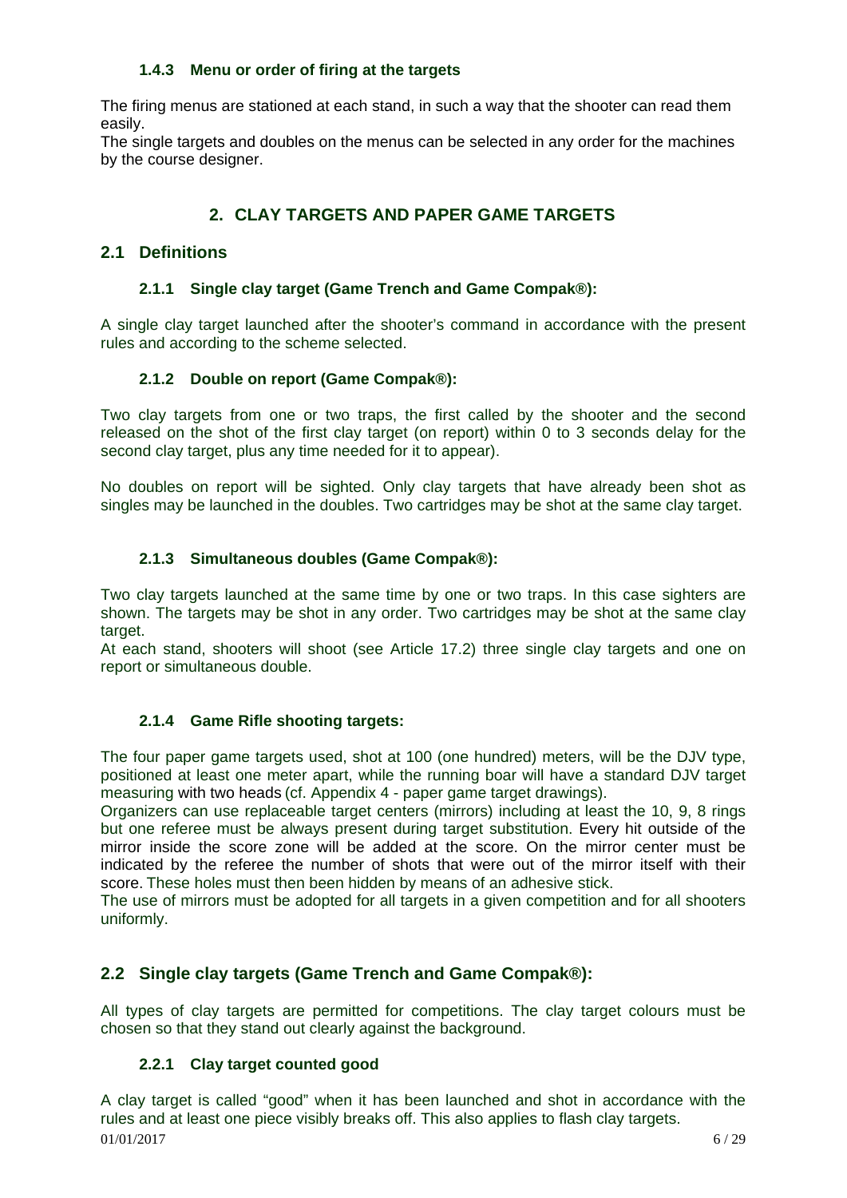#### 1.4.3 Menu or order of firing at the targets

The firing menus are stationed at each stand, in such a way that the shooter can read them easily.
The single targets and doubles on the menus can be selected in any order for the machines by the course designer.

# 2. CLAY TARGETS AND PAPER GAME TARGETS

## 2.1 Definitions

#### 2.1.1 Single clay target (Game Trench and Game Compak®):

A single clay target launched after the shooter's command in accordance with the present rules and according to the scheme selected.

#### 2.1.2 Double on report (Game Compak®):

Two clay targets from one or two traps, the first called by the shooter and the second released on the shot of the first clay target (on report) within 0 to 3 seconds delay for the second clay target, plus any time needed for it to appear).

No doubles on report will be sighted. Only clay targets that have already been shot as singles may be launched in the doubles. Two cartridges may be shot at the same clay target.

#### 2.1.3 Simultaneous doubles (Game Compak®):

Two clay targets launched at the same time by one or two traps. In this case sighters are shown. The targets may be shot in any order. Two cartridges may be shot at the same clay target.
At each stand, shooters will shoot (see Article 17.2) three single clay targets and one on report or simultaneous double.

#### 2.1.4 Game Rifle shooting targets:

The four paper game targets used, shot at 100 (one hundred) meters, will be the DJV type, positioned at least one meter apart, while the running boar will have a standard DJV target measuring with two heads (cf. Appendix 4 - paper game target drawings).
Organizers can use replaceable target centers (mirrors) including at least the 10, 9, 8 rings but one referee must be always present during target substitution. Every hit outside of the mirror inside the score zone will be added at the score. On the mirror center must be indicated by the referee the number of shots that were out of the mirror itself with their score. These holes must then been hidden by means of an adhesive stick.
The use of mirrors must be adopted for all targets in a given competition and for all shooters uniformly.

## 2.2 Single clay targets (Game Trench and Game Compak®):

All types of clay targets are permitted for competitions. The clay target colours must be chosen so that they stand out clearly against the background.

#### 2.2.1 Clay target counted good

A clay target is called "good" when it has been launched and shot in accordance with the rules and at least one piece visibly breaks off. This also applies to flash clay targets.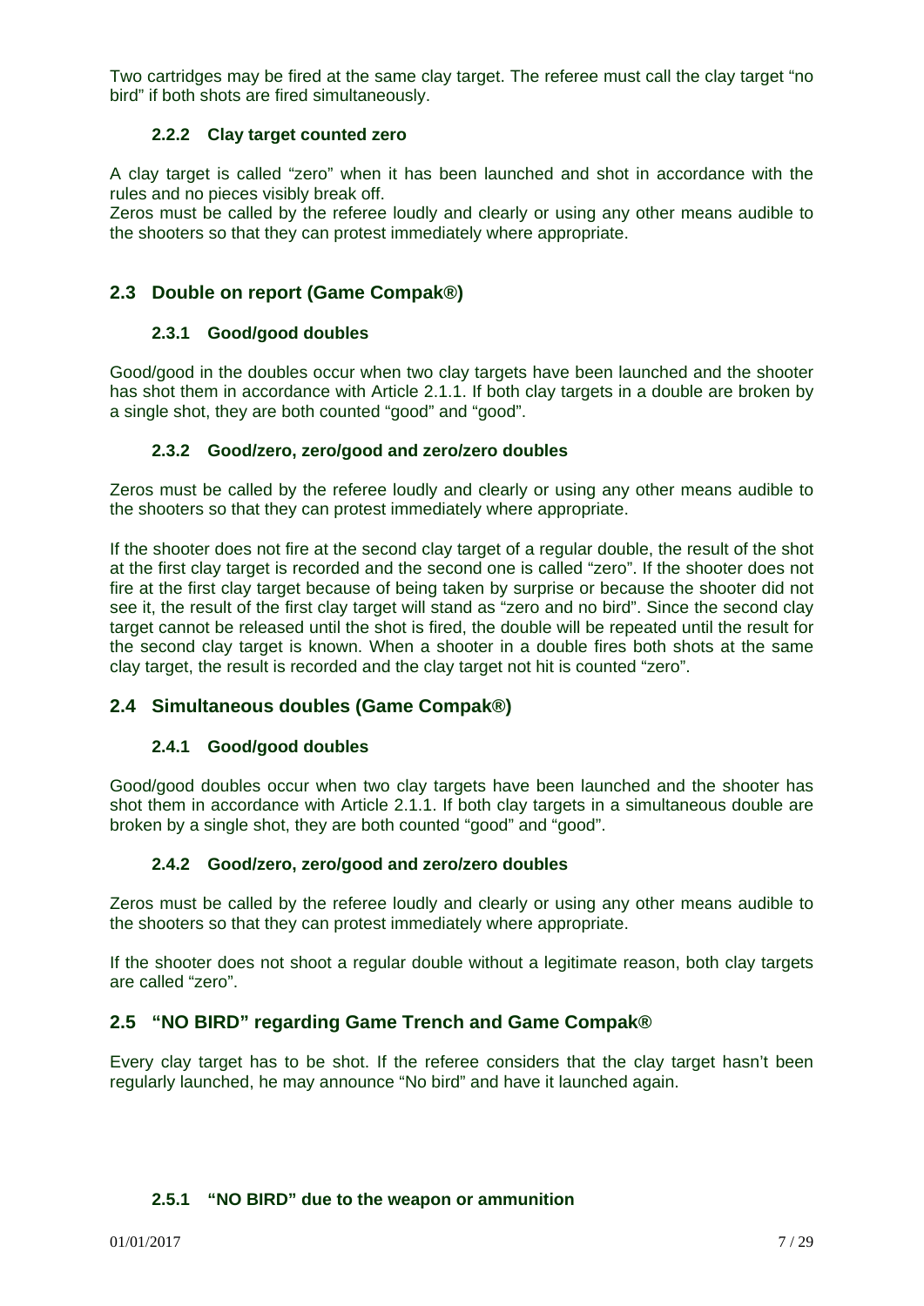Two cartridges may be fired at the same clay target. The referee must call the clay target "no bird" if both shots are fired simultaneously.

#### 2.2.2 Clay target counted zero

A clay target is called "zero" when it has been launched and shot in accordance with the rules and no pieces visibly break off.
Zeros must be called by the referee loudly and clearly or using any other means audible to the shooters so that they can protest immediately where appropriate.

### 2.3 Double on report (Game Compak®)

#### 2.3.1 Good/good doubles

Good/good in the doubles occur when two clay targets have been launched and the shooter has shot them in accordance with Article 2.1.1. If both clay targets in a double are broken by a single shot, they are both counted "good" and "good".

#### 2.3.2 Good/zero, zero/good and zero/zero doubles

Zeros must be called by the referee loudly and clearly or using any other means audible to the shooters so that they can protest immediately where appropriate.

If the shooter does not fire at the second clay target of a regular double, the result of the shot at the first clay target is recorded and the second one is called "zero". If the shooter does not fire at the first clay target because of being taken by surprise or because the shooter did not see it, the result of the first clay target will stand as "zero and no bird". Since the second clay target cannot be released until the shot is fired, the double will be repeated until the result for the second clay target is known. When a shooter in a double fires both shots at the same clay target, the result is recorded and the clay target not hit is counted "zero".

### 2.4 Simultaneous doubles (Game Compak®)

#### 2.4.1 Good/good doubles

Good/good doubles occur when two clay targets have been launched and the shooter has shot them in accordance with Article 2.1.1. If both clay targets in a simultaneous double are broken by a single shot, they are both counted "good" and "good".

#### 2.4.2 Good/zero, zero/good and zero/zero doubles

Zeros must be called by the referee loudly and clearly or using any other means audible to the shooters so that they can protest immediately where appropriate.

If the shooter does not shoot a regular double without a legitimate reason, both clay targets are called "zero".

### 2.5 "NO BIRD" regarding Game Trench and Game Compak®

Every clay target has to be shot. If the referee considers that the clay target hasn't been regularly launched, he may announce "No bird" and have it launched again.

#### 2.5.1 "NO BIRD" due to the weapon or ammunition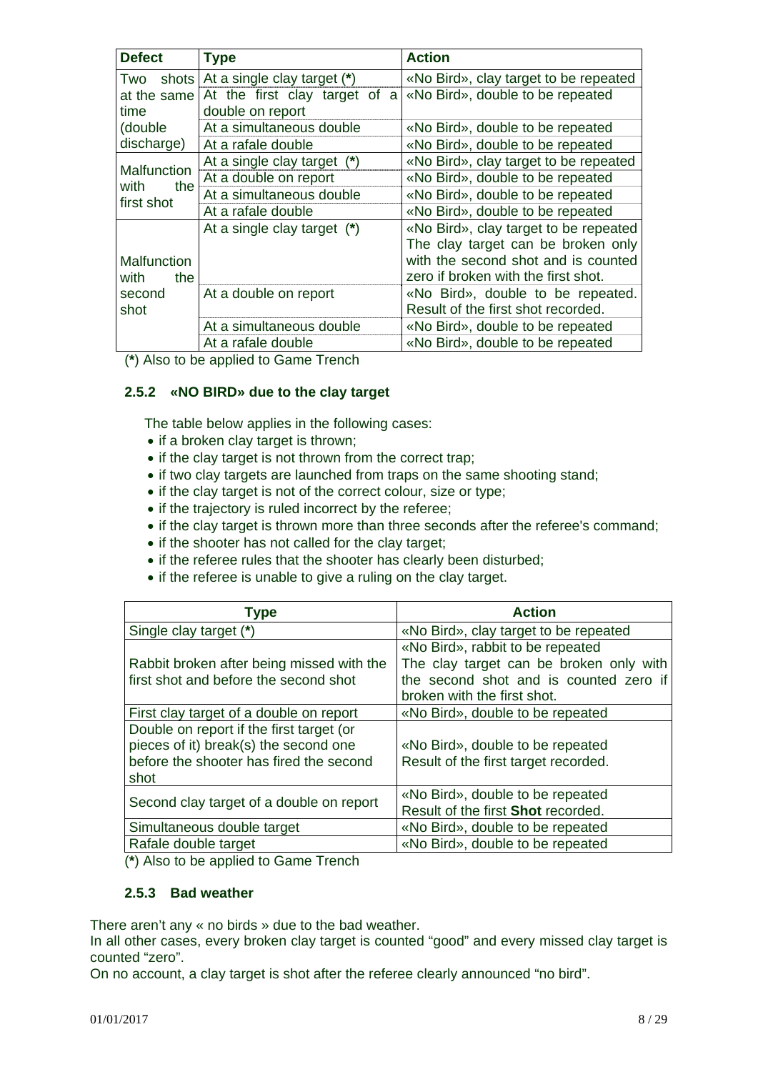| Defect | Type | Action |
| --- | --- | --- |
| Two shots at the same time (double discharge) | At a single clay target (*) | «No Bird», clay target to be repeated |
| | At the first clay target of a double on report | «No Bird», double to be repeated |
| | At a simultaneous double | «No Bird», double to be repeated |
| | At a rafale double | «No Bird», double to be repeated |
| Malfunction with the first shot | At a single clay target (*) | «No Bird», clay target to be repeated |
| | At a double on report | «No Bird», double to be repeated |
| | At a simultaneous double | «No Bird», double to be repeated |
| | At a rafale double | «No Bird», double to be repeated |
| Malfunction with the second shot | At a single clay target (*) | «No Bird», clay target to be repeated The clay target can be broken only with the second shot and is counted zero if broken with the first shot. |
| | At a double on report | «No Bird», double to be repeated. Result of the first shot recorded. |
| | At a simultaneous double | «No Bird», double to be repeated |
| | At a rafale double | «No Bird», double to be repeated |

(*) Also to be applied to Game Trench

### 2.5.2 «NO BIRD» due to the clay target

The table below applies in the following cases:

- if a broken clay target is thrown;
- if the clay target is not thrown from the correct trap;
- if two clay targets are launched from traps on the same shooting stand;
- if the clay target is not of the correct colour, size or type;
- if the trajectory is ruled incorrect by the referee;
- if the clay target is thrown more than three seconds after the referee's command;
- if the shooter has not called for the clay target;
- if the referee rules that the shooter has clearly been disturbed;
- if the referee is unable to give a ruling on the clay target.

| Type | Action |
| --- | --- |
| Single clay target (*) | «No Bird», clay target to be repeated |
| Rabbit broken after being missed with the first shot and before the second shot | «No Bird», rabbit to be repeated The clay target can be broken only with the second shot and is counted zero if broken with the first shot. |
| First clay target of a double on report | «No Bird», double to be repeated |
| Double on report if the first target (or pieces of it) break(s) the second one before the shooter has fired the second shot | «No Bird», double to be repeated Result of the first target recorded. |
| Second clay target of a double on report | «No Bird», double to be repeated Result of the first **Shot** recorded. |
| Simultaneous double target | «No Bird», double to be repeated |
| Rafale double target | «No Bird», double to be repeated |

(*) Also to be applied to Game Trench

### 2.5.3 Bad weather

There aren't any « no birds » due to the bad weather.
In all other cases, every broken clay target is counted "good" and every missed clay target is counted "zero".
On no account, a clay target is shot after the referee clearly announced "no bird".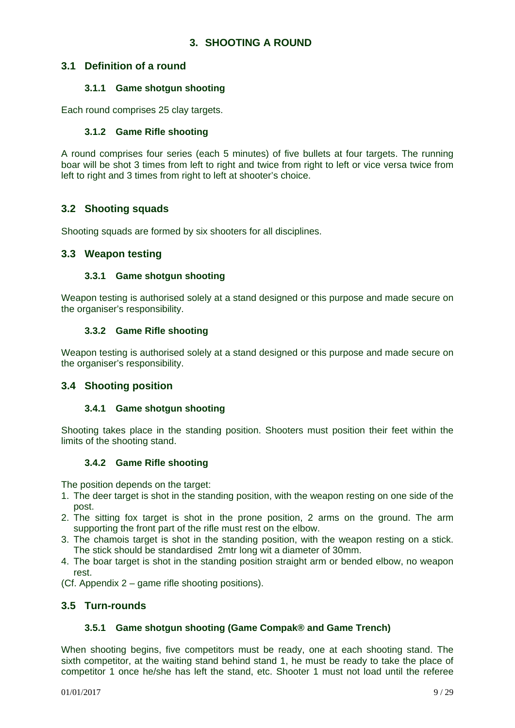# 3. SHOOTING A ROUND

## 3.1 Definition of a round

### 3.1.1 Game shotgun shooting

Each round comprises 25 clay targets.

### 3.1.2 Game Rifle shooting

A round comprises four series (each 5 minutes) of five bullets at four targets. The running boar will be shot 3 times from left to right and twice from right to left or vice versa twice from left to right and 3 times from right to left at shooter's choice.

## 3.2 Shooting squads

Shooting squads are formed by six shooters for all disciplines.

## 3.3 Weapon testing

### 3.3.1 Game shotgun shooting

Weapon testing is authorised solely at a stand designed or this purpose and made secure on the organiser's responsibility.

### 3.3.2 Game Rifle shooting

Weapon testing is authorised solely at a stand designed or this purpose and made secure on the organiser's responsibility.

## 3.4 Shooting position

### 3.4.1 Game shotgun shooting

Shooting takes place in the standing position. Shooters must position their feet within the limits of the shooting stand.

### 3.4.2 Game Rifle shooting

The position depends on the target:

1. The deer target is shot in the standing position, with the weapon resting on one side of the post.
2. The sitting fox target is shot in the prone position, 2 arms on the ground. The arm supporting the front part of the rifle must rest on the elbow.
3. The chamois target is shot in the standing position, with the weapon resting on a stick. The stick should be standardised 2mtr long wit a diameter of 30mm.
4. The boar target is shot in the standing position straight arm or bended elbow, no weapon rest.

(Cf. Appendix 2 – game rifle shooting positions).

## 3.5 Turn-rounds

### 3.5.1 Game shotgun shooting (Game Compak® and Game Trench)

When shooting begins, five competitors must be ready, one at each shooting stand. The sixth competitor, at the waiting stand behind stand 1, he must be ready to take the place of competitor 1 once he/she has left the stand, etc. Shooter 1 must not load until the referee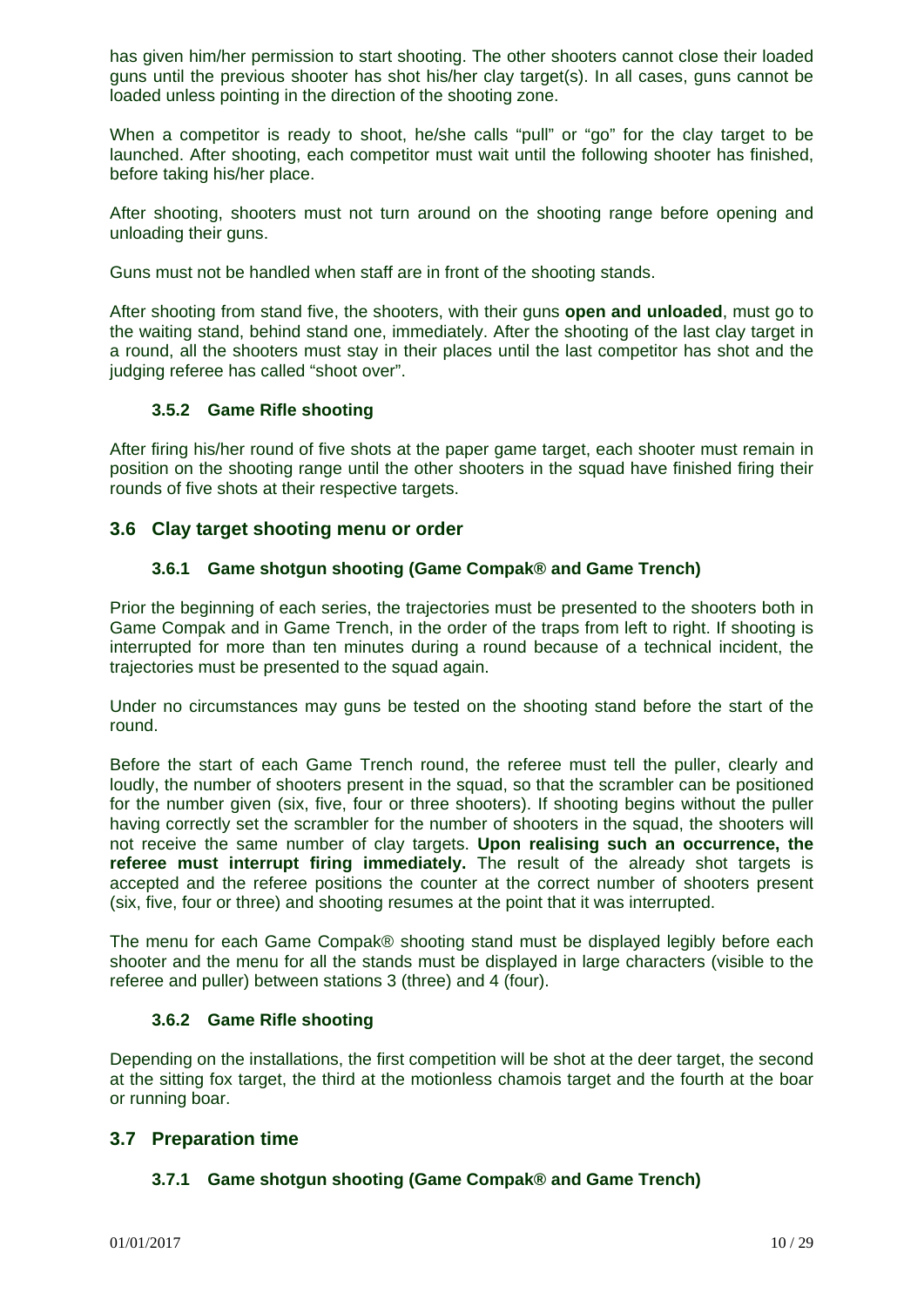has given him/her permission to start shooting. The other shooters cannot close their loaded guns until the previous shooter has shot his/her clay target(s). In all cases, guns cannot be loaded unless pointing in the direction of the shooting zone.

When a competitor is ready to shoot, he/she calls "pull" or "go" for the clay target to be launched. After shooting, each competitor must wait until the following shooter has finished, before taking his/her place.

After shooting, shooters must not turn around on the shooting range before opening and unloading their guns.

Guns must not be handled when staff are in front of the shooting stands.

After shooting from stand five, the shooters, with their guns **open and unloaded**, must go to the waiting stand, behind stand one, immediately. After the shooting of the last clay target in a round, all the shooters must stay in their places until the last competitor has shot and the judging referee has called "shoot over".

#### 3.5.2 Game Rifle shooting

After firing his/her round of five shots at the paper game target, each shooter must remain in position on the shooting range until the other shooters in the squad have finished firing their rounds of five shots at their respective targets.

### 3.6 Clay target shooting menu or order

#### 3.6.1 Game shotgun shooting (Game Compak® and Game Trench)

Prior the beginning of each series, the trajectories must be presented to the shooters both in Game Compak and in Game Trench, in the order of the traps from left to right. If shooting is interrupted for more than ten minutes during a round because of a technical incident, the trajectories must be presented to the squad again.

Under no circumstances may guns be tested on the shooting stand before the start of the round.

Before the start of each Game Trench round, the referee must tell the puller, clearly and loudly, the number of shooters present in the squad, so that the scrambler can be positioned for the number given (six, five, four or three shooters). If shooting begins without the puller having correctly set the scrambler for the number of shooters in the squad, the shooters will not receive the same number of clay targets. **Upon realising such an occurrence, the referee must interrupt firing immediately.** The result of the already shot targets is accepted and the referee positions the counter at the correct number of shooters present (six, five, four or three) and shooting resumes at the point that it was interrupted.

The menu for each Game Compak® shooting stand must be displayed legibly before each shooter and the menu for all the stands must be displayed in large characters (visible to the referee and puller) between stations 3 (three) and 4 (four).

#### 3.6.2 Game Rifle shooting

Depending on the installations, the first competition will be shot at the deer target, the second at the sitting fox target, the third at the motionless chamois target and the fourth at the boar or running boar.

### 3.7 Preparation time

#### 3.7.1 Game shotgun shooting (Game Compak® and Game Trench)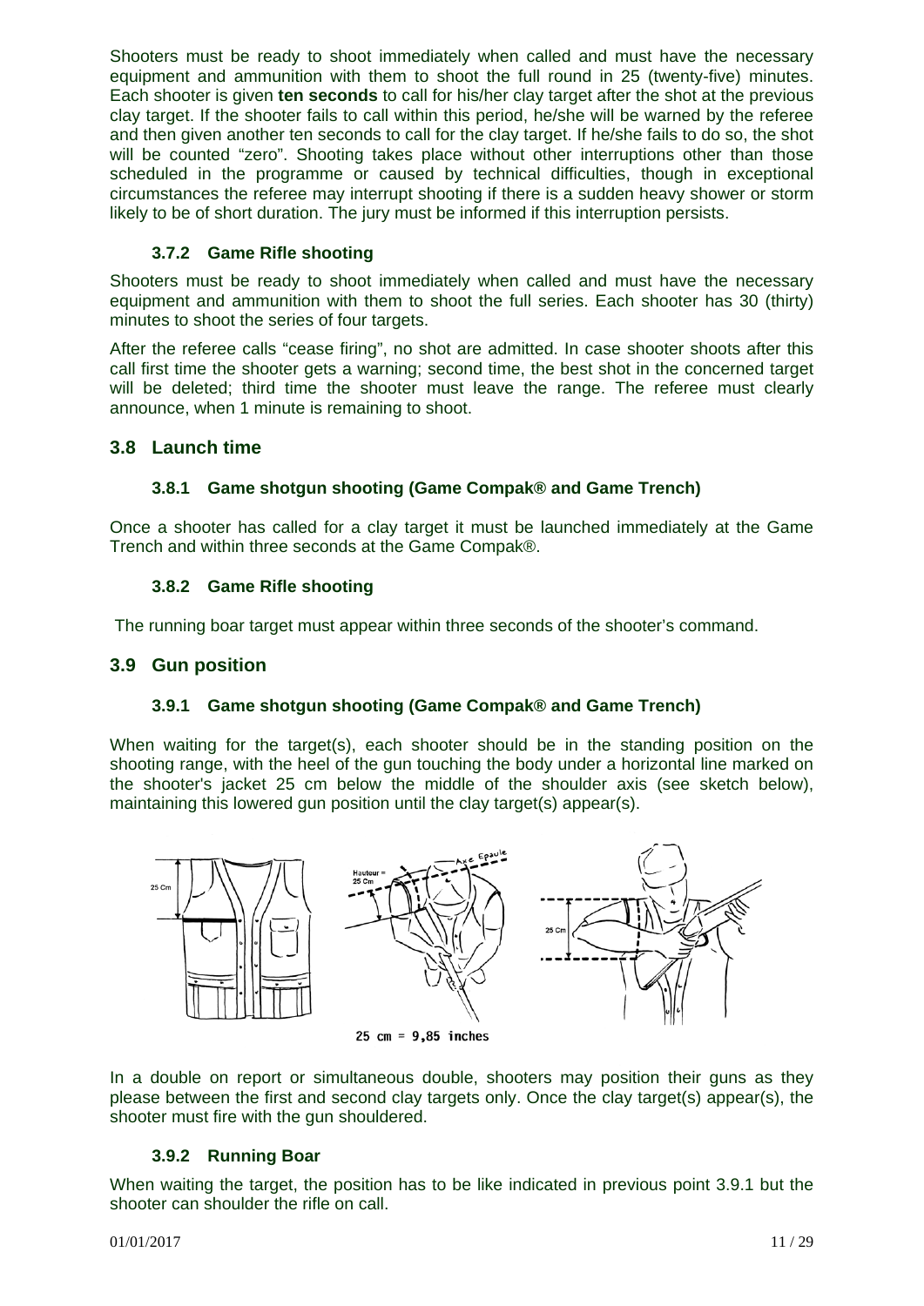Shooters must be ready to shoot immediately when called and must have the necessary equipment and ammunition with them to shoot the full round in 25 (twenty-five) minutes. Each shooter is given **ten seconds** to call for his/her clay target after the shot at the previous clay target. If the shooter fails to call within this period, he/she will be warned by the referee and then given another ten seconds to call for the clay target. If he/she fails to do so, the shot will be counted "zero". Shooting takes place without other interruptions other than those scheduled in the programme or caused by technical difficulties, though in exceptional circumstances the referee may interrupt shooting if there is a sudden heavy shower or storm likely to be of short duration. The jury must be informed if this interruption persists.

### 3.7.2 Game Rifle shooting

Shooters must be ready to shoot immediately when called and must have the necessary equipment and ammunition with them to shoot the full series. Each shooter has 30 (thirty) minutes to shoot the series of four targets.

After the referee calls "cease firing", no shot are admitted. In case shooter shoots after this call first time the shooter gets a warning; second time, the best shot in the concerned target will be deleted; third time the shooter must leave the range. The referee must clearly announce, when 1 minute is remaining to shoot.

## 3.8 Launch time

### 3.8.1 Game shotgun shooting (Game Compak® and Game Trench)

Once a shooter has called for a clay target it must be launched immediately at the Game Trench and within three seconds at the Game Compak®.

### 3.8.2 Game Rifle shooting

The running boar target must appear within three seconds of the shooter's command.

## 3.9 Gun position

### 3.9.1 Game shotgun shooting (Game Compak® and Game Trench)

When waiting for the target(s), each shooter should be in the standing position on the shooting range, with the heel of the gun touching the body under a horizontal line marked on the shooter's jacket 25 cm below the middle of the shoulder axis (see sketch below), maintaining this lowered gun position until the clay target(s) appear(s).

25 cm = 9,85 inches

In a double on report or simultaneous double, shooters may position their guns as they please between the first and second clay targets only. Once the clay target(s) appear(s), the shooter must fire with the gun shouldered.

### 3.9.2 Running Boar

When waiting the target, the position has to be like indicated in previous point 3.9.1 but the shooter can shoulder the rifle on call.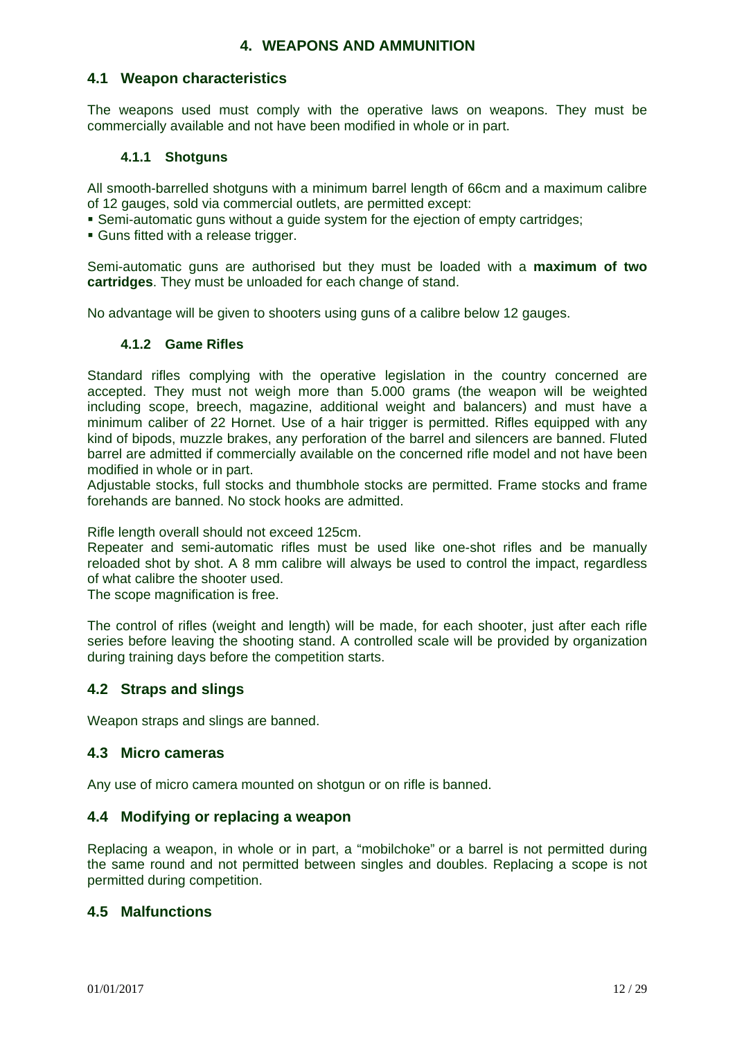# 4. WEAPONS AND AMMUNITION

## 4.1 Weapon characteristics

The weapons used must comply with the operative laws on weapons. They must be commercially available and not have been modified in whole or in part.

### 4.1.1 Shotguns

All smooth-barrelled shotguns with a minimum barrel length of 66cm and a maximum calibre of 12 gauges, sold via commercial outlets, are permitted except:

- Semi-automatic guns without a guide system for the ejection of empty cartridges;
- Guns fitted with a release trigger.

Semi-automatic guns are authorised but they must be loaded with a **maximum of two cartridges**. They must be unloaded for each change of stand.

No advantage will be given to shooters using guns of a calibre below 12 gauges.

### 4.1.2 Game Rifles

Standard rifles complying with the operative legislation in the country concerned are accepted. They must not weigh more than 5.000 grams (the weapon will be weighted including scope, breech, magazine, additional weight and balancers) and must have a minimum caliber of 22 Hornet. Use of a hair trigger is permitted. Rifles equipped with any kind of bipods, muzzle brakes, any perforation of the barrel and silencers are banned. Fluted barrel are admitted if commercially available on the concerned rifle model and not have been modified in whole or in part.

Adjustable stocks, full stocks and thumbhole stocks are permitted. Frame stocks and frame forehands are banned. No stock hooks are admitted.

Rifle length overall should not exceed 125cm.

Repeater and semi-automatic rifles must be used like one-shot rifles and be manually reloaded shot by shot. A 8 mm calibre will always be used to control the impact, regardless of what calibre the shooter used.

The scope magnification is free.

The control of rifles (weight and length) will be made, for each shooter, just after each rifle series before leaving the shooting stand. A controlled scale will be provided by organization during training days before the competition starts.

## 4.2 Straps and slings

Weapon straps and slings are banned.

## 4.3 Micro cameras

Any use of micro camera mounted on shotgun or on rifle is banned.

## 4.4 Modifying or replacing a weapon

Replacing a weapon, in whole or in part, a "mobilchoke" or a barrel is not permitted during the same round and not permitted between singles and doubles. Replacing a scope is not permitted during competition.

## 4.5 Malfunctions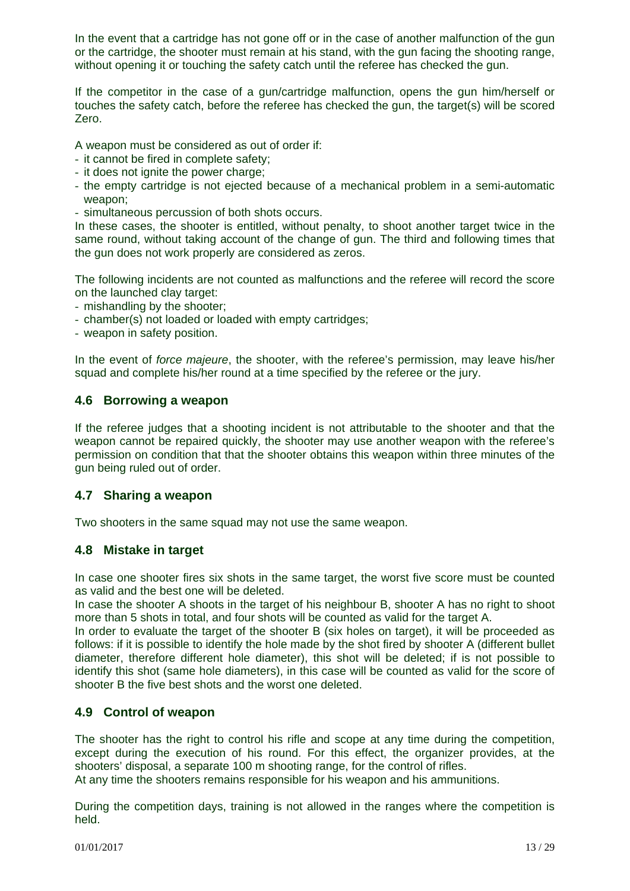In the event that a cartridge has not gone off or in the case of another malfunction of the gun or the cartridge, the shooter must remain at his stand, with the gun facing the shooting range, without opening it or touching the safety catch until the referee has checked the gun.

If the competitor in the case of a gun/cartridge malfunction, opens the gun him/herself or touches the safety catch, before the referee has checked the gun, the target(s) will be scored Zero.

A weapon must be considered as out of order if:

- it cannot be fired in complete safety;
- it does not ignite the power charge;
- the empty cartridge is not ejected because of a mechanical problem in a semi-automatic weapon;
- simultaneous percussion of both shots occurs.

In these cases, the shooter is entitled, without penalty, to shoot another target twice in the same round, without taking account of the change of gun. The third and following times that the gun does not work properly are considered as zeros.

The following incidents are not counted as malfunctions and the referee will record the score on the launched clay target:

- mishandling by the shooter;
- chamber(s) not loaded or loaded with empty cartridges;
- weapon in safety position.

In the event of *force majeure*, the shooter, with the referee's permission, may leave his/her squad and complete his/her round at a time specified by the referee or the jury.

## 4.6 Borrowing a weapon

If the referee judges that a shooting incident is not attributable to the shooter and that the weapon cannot be repaired quickly, the shooter may use another weapon with the referee's permission on condition that that the shooter obtains this weapon within three minutes of the gun being ruled out of order.

## 4.7 Sharing a weapon

Two shooters in the same squad may not use the same weapon.

## 4.8 Mistake in target

In case one shooter fires six shots in the same target, the worst five score must be counted as valid and the best one will be deleted.

In case the shooter A shoots in the target of his neighbour B, shooter A has no right to shoot more than 5 shots in total, and four shots will be counted as valid for the target A.

In order to evaluate the target of the shooter B (six holes on target), it will be proceeded as follows: if it is possible to identify the hole made by the shot fired by shooter A (different bullet diameter, therefore different hole diameter), this shot will be deleted; if is not possible to identify this shot (same hole diameters), in this case will be counted as valid for the score of shooter B the five best shots and the worst one deleted.

## 4.9 Control of weapon

The shooter has the right to control his rifle and scope at any time during the competition, except during the execution of his round. For this effect, the organizer provides, at the shooters' disposal, a separate 100 m shooting range, for the control of rifles.

At any time the shooters remains responsible for his weapon and his ammunitions.

During the competition days, training is not allowed in the ranges where the competition is held.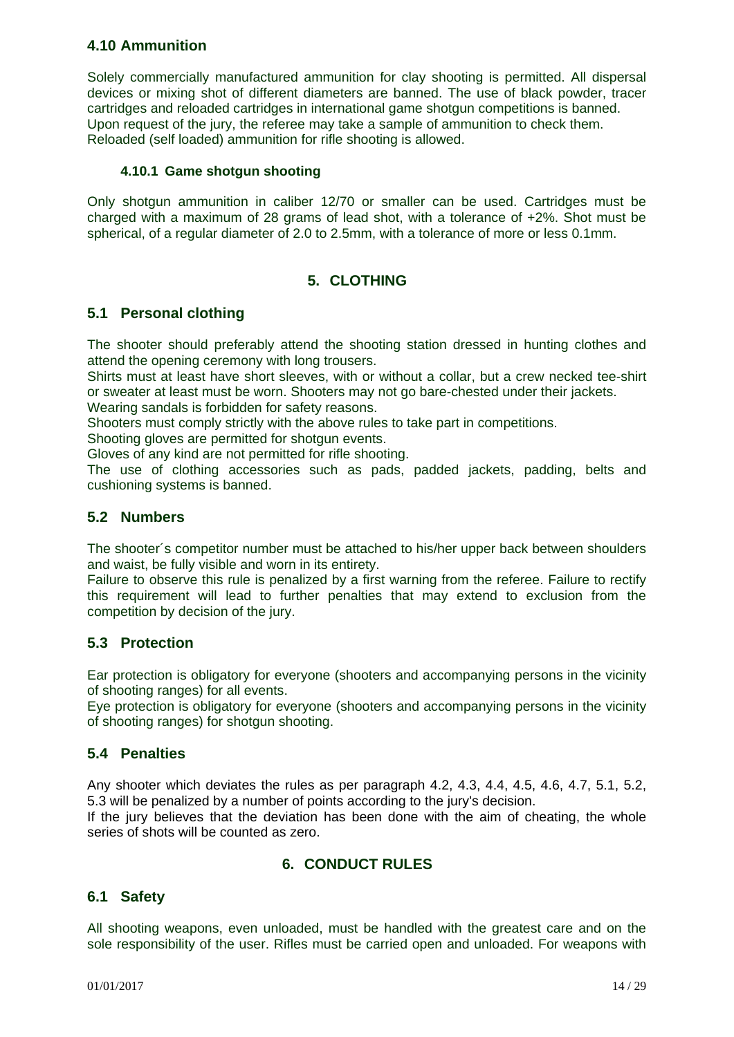### 4.10 Ammunition

Solely commercially manufactured ammunition for clay shooting is permitted. All dispersal devices or mixing shot of different diameters are banned. The use of black powder, tracer cartridges and reloaded cartridges in international game shotgun competitions is banned. Upon request of the jury, the referee may take a sample of ammunition to check them. Reloaded (self loaded) ammunition for rifle shooting is allowed.

#### 4.10.1 Game shotgun shooting

Only shotgun ammunition in caliber 12/70 or smaller can be used. Cartridges must be charged with a maximum of 28 grams of lead shot, with a tolerance of +2%. Shot must be spherical, of a regular diameter of 2.0 to 2.5mm, with a tolerance of more or less 0.1mm.

## 5. CLOTHING

### 5.1 Personal clothing

The shooter should preferably attend the shooting station dressed in hunting clothes and attend the opening ceremony with long trousers.
Shirts must at least have short sleeves, with or without a collar, but a crew necked tee-shirt or sweater at least must be worn. Shooters may not go bare-chested under their jackets.
Wearing sandals is forbidden for safety reasons.
Shooters must comply strictly with the above rules to take part in competitions.
Shooting gloves are permitted for shotgun events.
Gloves of any kind are not permitted for rifle shooting.
The use of clothing accessories such as pads, padded jackets, padding, belts and cushioning systems is banned.

### 5.2 Numbers

The shooter´s competitor number must be attached to his/her upper back between shoulders and waist, be fully visible and worn in its entirety.
Failure to observe this rule is penalized by a first warning from the referee. Failure to rectify this requirement will lead to further penalties that may extend to exclusion from the competition by decision of the jury.

### 5.3 Protection

Ear protection is obligatory for everyone (shooters and accompanying persons in the vicinity of shooting ranges) for all events.
Eye protection is obligatory for everyone (shooters and accompanying persons in the vicinity of shooting ranges) for shotgun shooting.

### 5.4 Penalties

Any shooter which deviates the rules as per paragraph 4.2, 4.3, 4.4, 4.5, 4.6, 4.7, 5.1, 5.2, 5.3 will be penalized by a number of points according to the jury's decision.
If the jury believes that the deviation has been done with the aim of cheating, the whole series of shots will be counted as zero.

## 6. CONDUCT RULES

### 6.1 Safety

All shooting weapons, even unloaded, must be handled with the greatest care and on the sole responsibility of the user. Rifles must be carried open and unloaded. For weapons with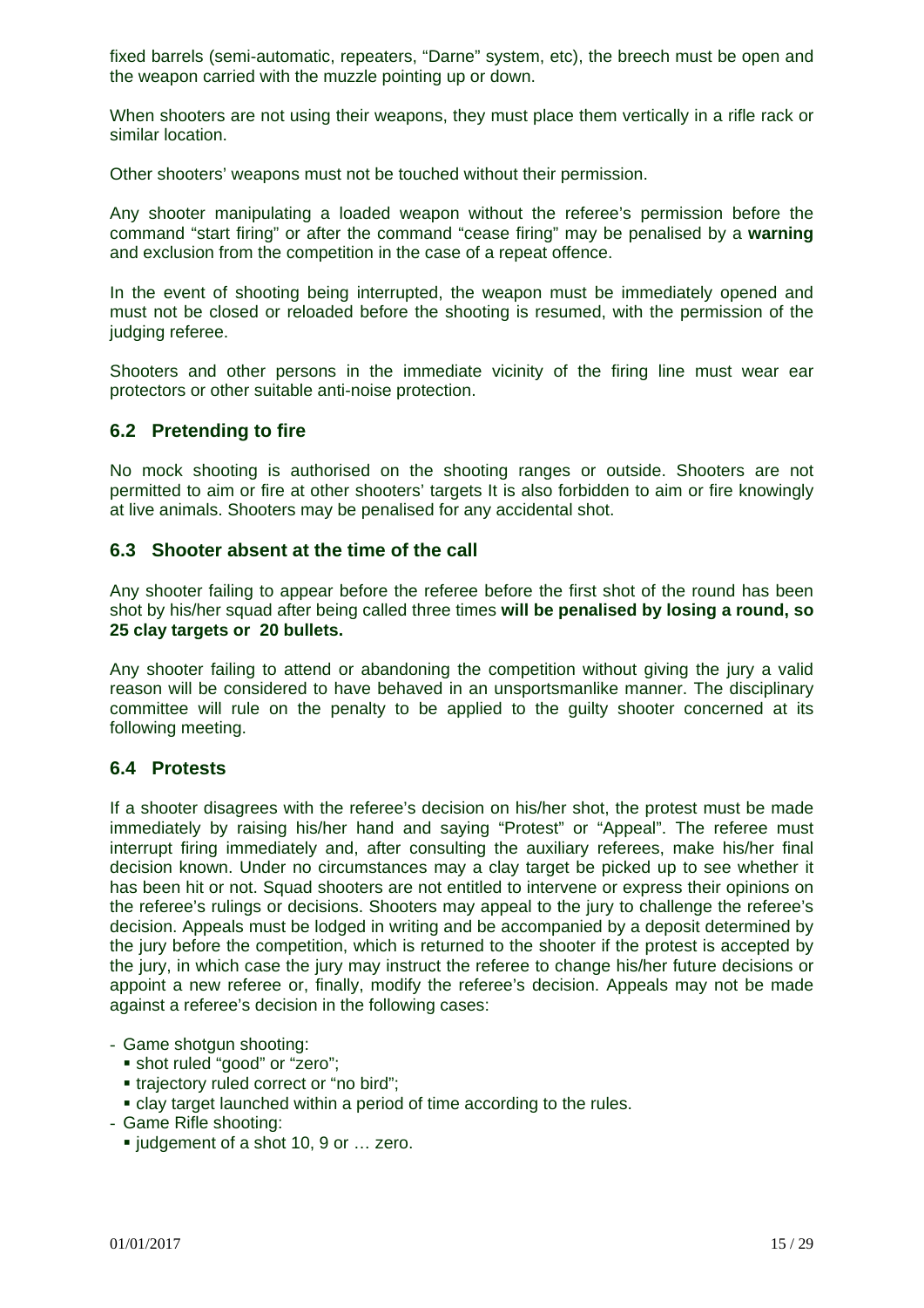fixed barrels (semi-automatic, repeaters, "Darne" system, etc), the breech must be open and the weapon carried with the muzzle pointing up or down.

When shooters are not using their weapons, they must place them vertically in a rifle rack or similar location.

Other shooters' weapons must not be touched without their permission.

Any shooter manipulating a loaded weapon without the referee's permission before the command "start firing" or after the command "cease firing" may be penalised by a **warning** and exclusion from the competition in the case of a repeat offence.

In the event of shooting being interrupted, the weapon must be immediately opened and must not be closed or reloaded before the shooting is resumed, with the permission of the judging referee.

Shooters and other persons in the immediate vicinity of the firing line must wear ear protectors or other suitable anti-noise protection.

## 6.2 Pretending to fire

No mock shooting is authorised on the shooting ranges or outside. Shooters are not permitted to aim or fire at other shooters' targets It is also forbidden to aim or fire knowingly at live animals. Shooters may be penalised for any accidental shot.

## 6.3 Shooter absent at the time of the call

Any shooter failing to appear before the referee before the first shot of the round has been shot by his/her squad after being called three times **will be penalised by losing a round, so 25 clay targets or 20 bullets.**

Any shooter failing to attend or abandoning the competition without giving the jury a valid reason will be considered to have behaved in an unsportsmanlike manner. The disciplinary committee will rule on the penalty to be applied to the guilty shooter concerned at its following meeting.

## 6.4 Protests

If a shooter disagrees with the referee's decision on his/her shot, the protest must be made immediately by raising his/her hand and saying "Protest" or "Appeal". The referee must interrupt firing immediately and, after consulting the auxiliary referees, make his/her final decision known. Under no circumstances may a clay target be picked up to see whether it has been hit or not. Squad shooters are not entitled to intervene or express their opinions on the referee's rulings or decisions. Shooters may appeal to the jury to challenge the referee's decision. Appeals must be lodged in writing and be accompanied by a deposit determined by the jury before the competition, which is returned to the shooter if the protest is accepted by the jury, in which case the jury may instruct the referee to change his/her future decisions or appoint a new referee or, finally, modify the referee's decision. Appeals may not be made against a referee's decision in the following cases:

- Game shotgun shooting:
  - shot ruled "good" or "zero";
  - trajectory ruled correct or "no bird";
  - clay target launched within a period of time according to the rules.
- Game Rifle shooting:
  - judgement of a shot 10, 9 or … zero.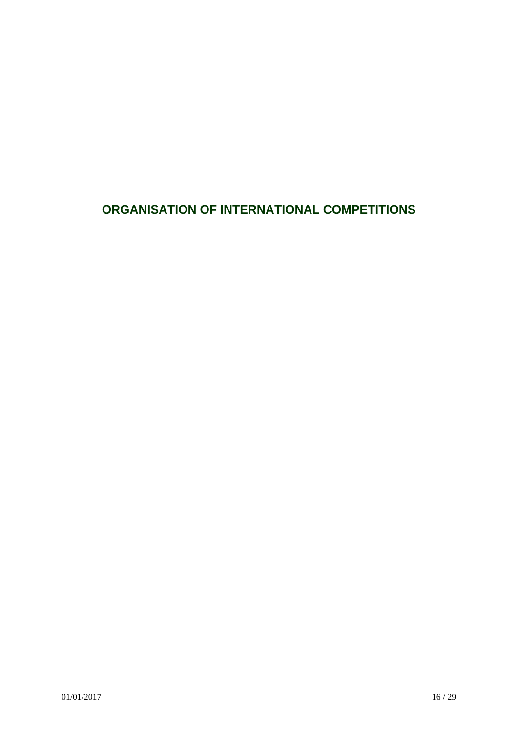# ORGANISATION OF INTERNATIONAL COMPETITIONS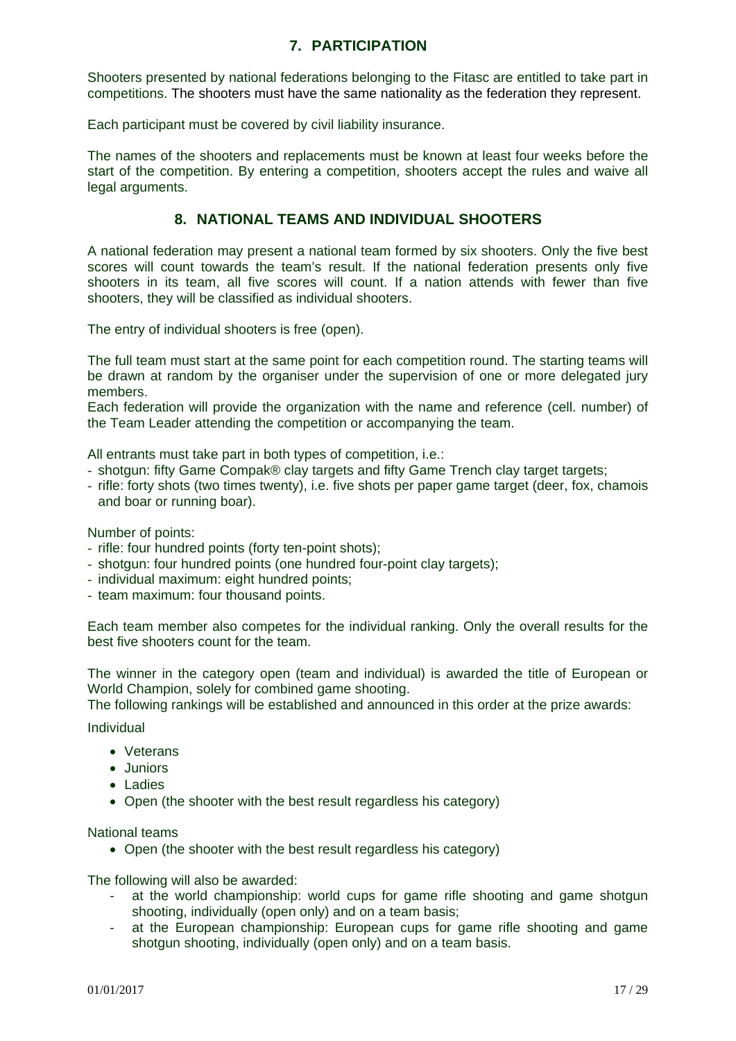## 7. PARTICIPATION

Shooters presented by national federations belonging to the Fitasc are entitled to take part in competitions. The shooters must have the same nationality as the federation they represent.

Each participant must be covered by civil liability insurance.

The names of the shooters and replacements must be known at least four weeks before the start of the competition. By entering a competition, shooters accept the rules and waive all legal arguments.

## 8. NATIONAL TEAMS AND INDIVIDUAL SHOOTERS

A national federation may present a national team formed by six shooters. Only the five best scores will count towards the team's result. If the national federation presents only five shooters in its team, all five scores will count. If a nation attends with fewer than five shooters, they will be classified as individual shooters.

The entry of individual shooters is free (open).

The full team must start at the same point for each competition round. The starting teams will be drawn at random by the organiser under the supervision of one or more delegated jury members.
Each federation will provide the organization with the name and reference (cell. number) of the Team Leader attending the competition or accompanying the team.

All entrants must take part in both types of competition, i.e.:
- shotgun: fifty Game Compak® clay targets and fifty Game Trench clay target targets;
- rifle: forty shots (two times twenty), i.e. five shots per paper game target (deer, fox, chamois and boar or running boar).

Number of points:
- rifle: four hundred points (forty ten-point shots);
- shotgun: four hundred points (one hundred four-point clay targets);
- individual maximum: eight hundred points;
- team maximum: four thousand points.

Each team member also competes for the individual ranking. Only the overall results for the best five shooters count for the team.

The winner in the category open (team and individual) is awarded the title of European or World Champion, solely for combined game shooting.
The following rankings will be established and announced in this order at the prize awards:

Individual

- Veterans
- Juniors
- Ladies
- Open (the shooter with the best result regardless his category)

National teams

- Open (the shooter with the best result regardless his category)

The following will also be awarded:
- at the world championship: world cups for game rifle shooting and game shotgun shooting, individually (open only) and on a team basis;
- at the European championship: European cups for game rifle shooting and game shotgun shooting, individually (open only) and on a team basis.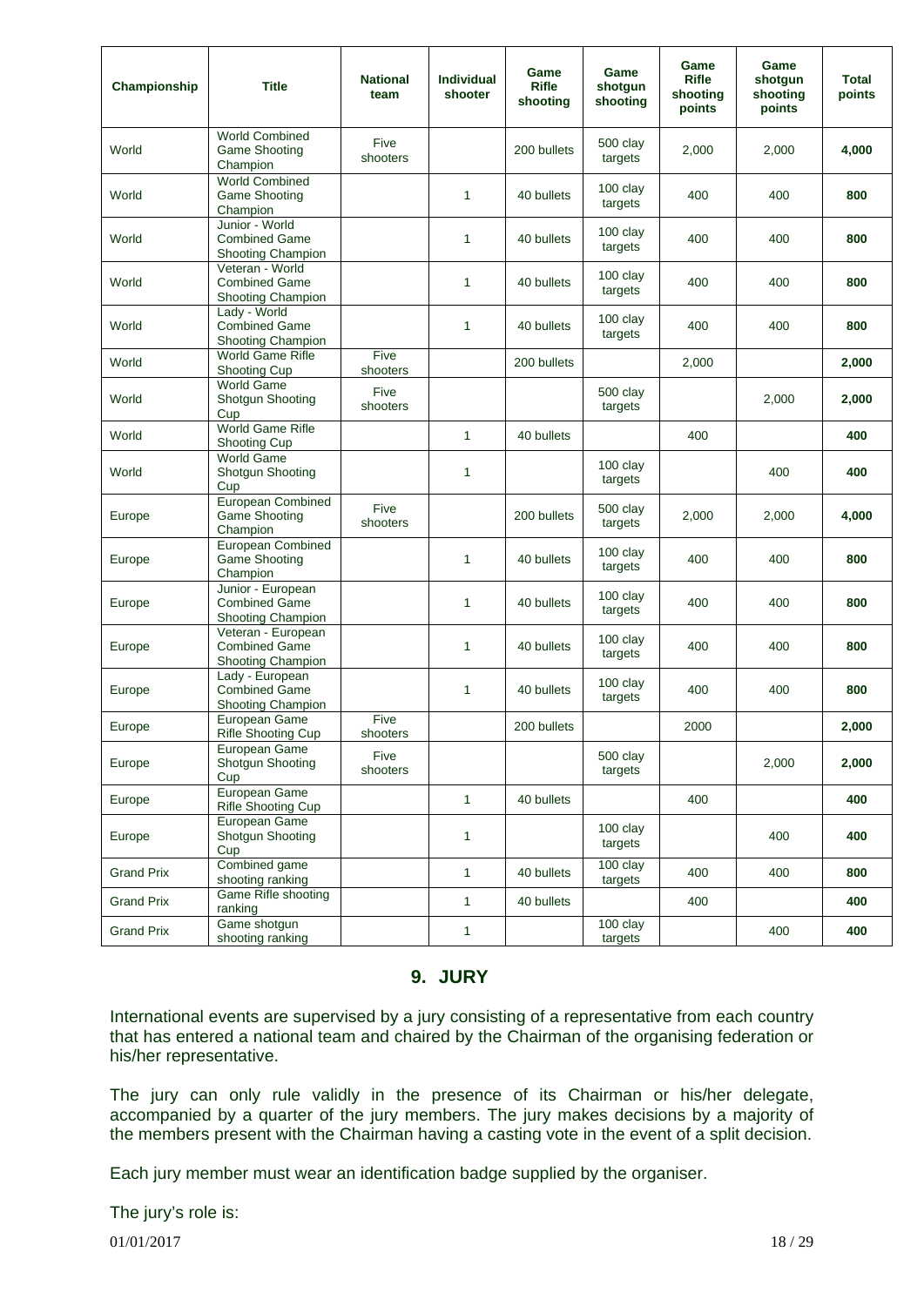| Championship | Title | National team | Individual shooter | Game Rifle shooting | Game shotgun shooting | Game Rifle shooting points | Game shotgun shooting points | Total points |
|---|---|---|---|---|---|---|---|---|
| World | World Combined Game Shooting Champion | Five shooters | | 200 bullets | 500 clay targets | 2,000 | 2,000 | **4,000** |
| World | World Combined Game Shooting Champion | | 1 | 40 bullets | 100 clay targets | 400 | 400 | **800** |
| World | Junior - World Combined Game Shooting Champion | | 1 | 40 bullets | 100 clay targets | 400 | 400 | **800** |
| World | Veteran - World Combined Game Shooting Champion | | 1 | 40 bullets | 100 clay targets | 400 | 400 | **800** |
| World | Lady - World Combined Game Shooting Champion | | 1 | 40 bullets | 100 clay targets | 400 | 400 | **800** |
| World | World Game Rifle Shooting Cup | Five shooters | | 200 bullets | | 2,000 | | **2,000** |
| World | World Game Shotgun Shooting Cup | Five shooters | | | 500 clay targets | | 2,000 | **2,000** |
| World | World Game Rifle Shooting Cup | | 1 | 40 bullets | | 400 | | **400** |
| World | World Game Shotgun Shooting Cup | | 1 | | 100 clay targets | | 400 | **400** |
| Europe | European Combined Game Shooting Champion | Five shooters | | 200 bullets | 500 clay targets | 2,000 | 2,000 | **4,000** |
| Europe | European Combined Game Shooting Champion | | 1 | 40 bullets | 100 clay targets | 400 | 400 | **800** |
| Europe | Junior - European Combined Game Shooting Champion | | 1 | 40 bullets | 100 clay targets | 400 | 400 | **800** |
| Europe | Veteran - European Combined Game Shooting Champion | | 1 | 40 bullets | 100 clay targets | 400 | 400 | **800** |
| Europe | Lady - European Combined Game Shooting Champion | | 1 | 40 bullets | 100 clay targets | 400 | 400 | **800** |
| Europe | European Game Rifle Shooting Cup | Five shooters | | 200 bullets | | 2000 | | **2,000** |
| Europe | European Game Shotgun Shooting Cup | Five shooters | | | 500 clay targets | | 2,000 | **2,000** |
| Europe | European Game Rifle Shooting Cup | | 1 | 40 bullets | | 400 | | **400** |
| Europe | European Game Shotgun Shooting Cup | | 1 | | 100 clay targets | | 400 | **400** |
| Grand Prix | Combined game shooting ranking | | 1 | 40 bullets | 100 clay targets | 400 | 400 | **800** |
| Grand Prix | Game Rifle shooting ranking | | 1 | 40 bullets | | 400 | | **400** |
| Grand Prix | Game shotgun shooting ranking | | 1 | | 100 clay targets | | 400 | **400** |

## 9. JURY

International events are supervised by a jury consisting of a representative from each country that has entered a national team and chaired by the Chairman of the organising federation or his/her representative.

The jury can only rule validly in the presence of its Chairman or his/her delegate, accompanied by a quarter of the jury members. The jury makes decisions by a majority of the members present with the Chairman having a casting vote in the event of a split decision.

Each jury member must wear an identification badge supplied by the organiser.

The jury's role is: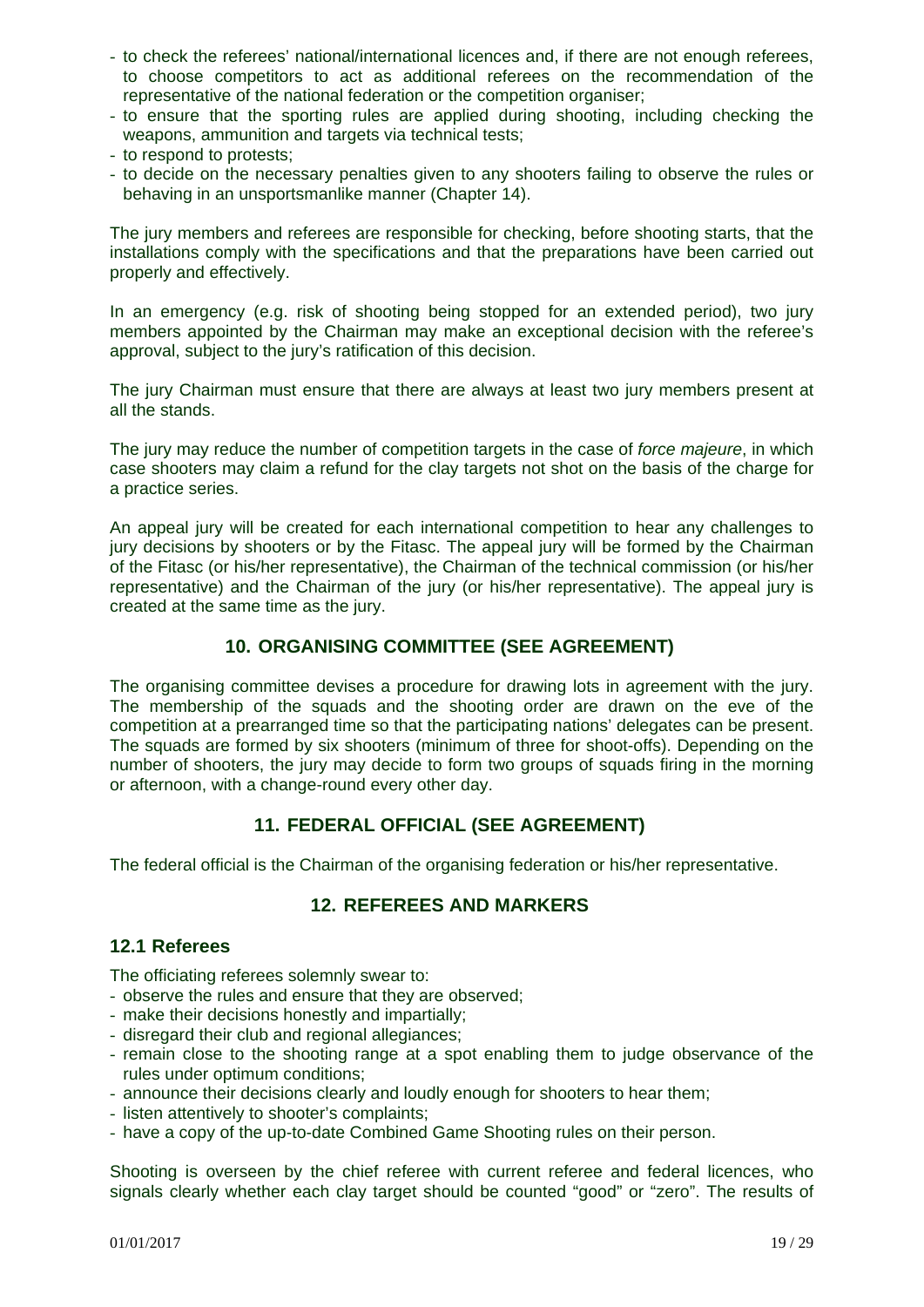- to check the referees' national/international licences and, if there are not enough referees, to choose competitors to act as additional referees on the recommendation of the representative of the national federation or the competition organiser;
- to ensure that the sporting rules are applied during shooting, including checking the weapons, ammunition and targets via technical tests;
- to respond to protests;
- to decide on the necessary penalties given to any shooters failing to observe the rules or behaving in an unsportsmanlike manner (Chapter 14).

The jury members and referees are responsible for checking, before shooting starts, that the installations comply with the specifications and that the preparations have been carried out properly and effectively.

In an emergency (e.g. risk of shooting being stopped for an extended period), two jury members appointed by the Chairman may make an exceptional decision with the referee's approval, subject to the jury's ratification of this decision.

The jury Chairman must ensure that there are always at least two jury members present at all the stands.

The jury may reduce the number of competition targets in the case of *force majeure*, in which case shooters may claim a refund for the clay targets not shot on the basis of the charge for a practice series.

An appeal jury will be created for each international competition to hear any challenges to jury decisions by shooters or by the Fitasc. The appeal jury will be formed by the Chairman of the Fitasc (or his/her representative), the Chairman of the technical commission (or his/her representative) and the Chairman of the jury (or his/her representative). The appeal jury is created at the same time as the jury.

## 10. ORGANISING COMMITTEE (SEE AGREEMENT)

The organising committee devises a procedure for drawing lots in agreement with the jury. The membership of the squads and the shooting order are drawn on the eve of the competition at a prearranged time so that the participating nations' delegates can be present. The squads are formed by six shooters (minimum of three for shoot-offs). Depending on the number of shooters, the jury may decide to form two groups of squads firing in the morning or afternoon, with a change-round every other day.

## 11. FEDERAL OFFICIAL (SEE AGREEMENT)

The federal official is the Chairman of the organising federation or his/her representative.

## 12. REFEREES AND MARKERS

### 12.1 Referees

The officiating referees solemnly swear to:

- observe the rules and ensure that they are observed;
- make their decisions honestly and impartially;
- disregard their club and regional allegiances;
- remain close to the shooting range at a spot enabling them to judge observance of the rules under optimum conditions;
- announce their decisions clearly and loudly enough for shooters to hear them;
- listen attentively to shooter's complaints;
- have a copy of the up-to-date Combined Game Shooting rules on their person.

Shooting is overseen by the chief referee with current referee and federal licences, who signals clearly whether each clay target should be counted "good" or "zero". The results of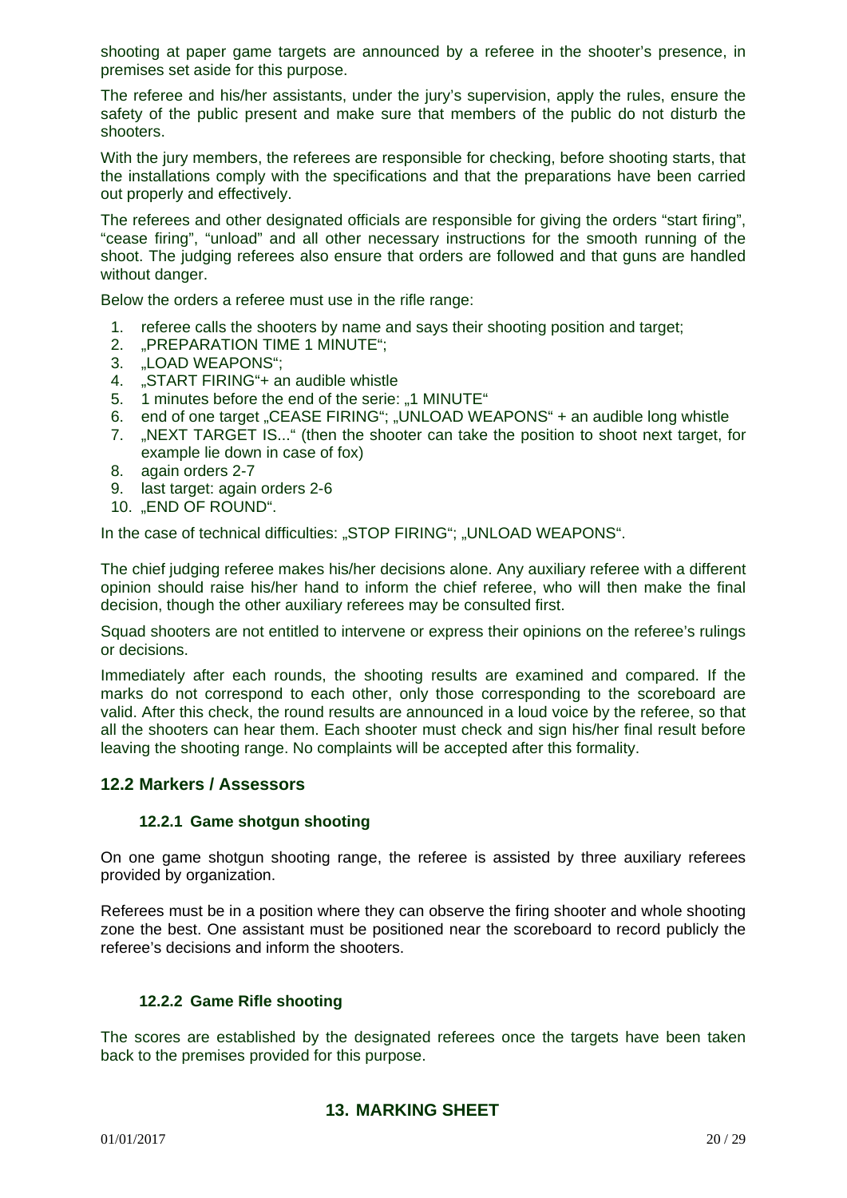shooting at paper game targets are announced by a referee in the shooter's presence, in premises set aside for this purpose.

The referee and his/her assistants, under the jury's supervision, apply the rules, ensure the safety of the public present and make sure that members of the public do not disturb the shooters.

With the jury members, the referees are responsible for checking, before shooting starts, that the installations comply with the specifications and that the preparations have been carried out properly and effectively.

The referees and other designated officials are responsible for giving the orders "start firing", "cease firing", "unload" and all other necessary instructions for the smooth running of the shoot. The judging referees also ensure that orders are followed and that guns are handled without danger.

Below the orders a referee must use in the rifle range:

1. referee calls the shooters by name and says their shooting position and target;
2. „PREPARATION TIME 1 MINUTE";
3. „LOAD WEAPONS";
4. „START FIRING"+ an audible whistle
5. 1 minutes before the end of the serie: „1 MINUTE"
6. end of one target „CEASE FIRING"; „UNLOAD WEAPONS" + an audible long whistle
7. „NEXT TARGET IS..." (then the shooter can take the position to shoot next target, for example lie down in case of fox)
8. again orders 2-7
9. last target: again orders 2-6
10. „END OF ROUND".

In the case of technical difficulties: „STOP FIRING"; „UNLOAD WEAPONS".

The chief judging referee makes his/her decisions alone. Any auxiliary referee with a different opinion should raise his/her hand to inform the chief referee, who will then make the final decision, though the other auxiliary referees may be consulted first.

Squad shooters are not entitled to intervene or express their opinions on the referee's rulings or decisions.

Immediately after each rounds, the shooting results are examined and compared. If the marks do not correspond to each other, only those corresponding to the scoreboard are valid. After this check, the round results are announced in a loud voice by the referee, so that all the shooters can hear them. Each shooter must check and sign his/her final result before leaving the shooting range. No complaints will be accepted after this formality.

## 12.2 Markers / Assessors

### 12.2.1 Game shotgun shooting

On one game shotgun shooting range, the referee is assisted by three auxiliary referees provided by organization.

Referees must be in a position where they can observe the firing shooter and whole shooting zone the best. One assistant must be positioned near the scoreboard to record publicly the referee's decisions and inform the shooters.

### 12.2.2 Game Rifle shooting

The scores are established by the designated referees once the targets have been taken back to the premises provided for this purpose.

# 13. MARKING SHEET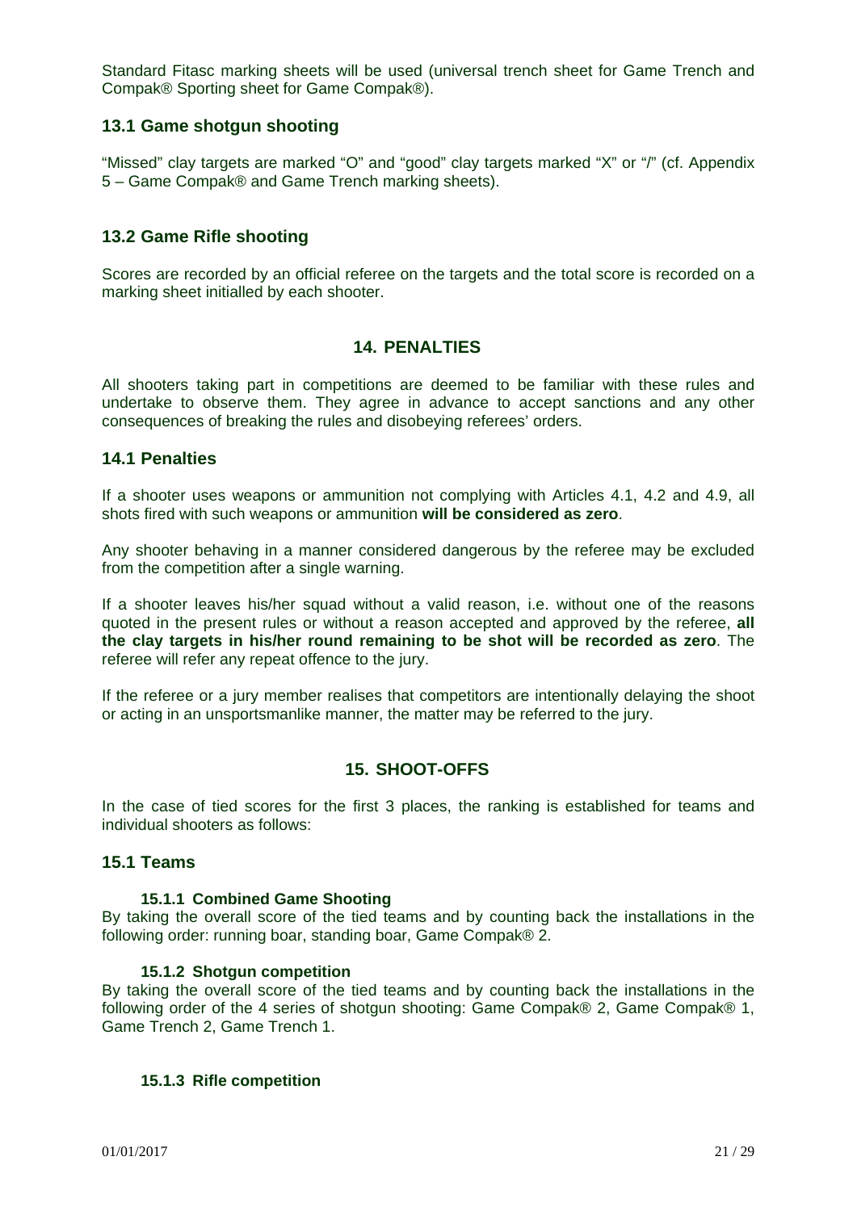Standard Fitasc marking sheets will be used (universal trench sheet for Game Trench and Compak® Sporting sheet for Game Compak®).

### 13.1 Game shotgun shooting

"Missed" clay targets are marked "O" and "good" clay targets marked "X" or "/" (cf. Appendix 5 – Game Compak® and Game Trench marking sheets).

### 13.2 Game Rifle shooting

Scores are recorded by an official referee on the targets and the total score is recorded on a marking sheet initialled by each shooter.

## 14. PENALTIES

All shooters taking part in competitions are deemed to be familiar with these rules and undertake to observe them. They agree in advance to accept sanctions and any other consequences of breaking the rules and disobeying referees' orders.

### 14.1 Penalties

If a shooter uses weapons or ammunition not complying with Articles 4.1, 4.2 and 4.9, all shots fired with such weapons or ammunition **will be considered as zero**.

Any shooter behaving in a manner considered dangerous by the referee may be excluded from the competition after a single warning.

If a shooter leaves his/her squad without a valid reason, i.e. without one of the reasons quoted in the present rules or without a reason accepted and approved by the referee, **all the clay targets in his/her round remaining to be shot will be recorded as zero**. The referee will refer any repeat offence to the jury.

If the referee or a jury member realises that competitors are intentionally delaying the shoot or acting in an unsportsmanlike manner, the matter may be referred to the jury.

## 15. SHOOT-OFFS

In the case of tied scores for the first 3 places, the ranking is established for teams and individual shooters as follows:

### 15.1 Teams

#### 15.1.1 Combined Game Shooting

By taking the overall score of the tied teams and by counting back the installations in the following order: running boar, standing boar, Game Compak® 2.

#### 15.1.2 Shotgun competition

By taking the overall score of the tied teams and by counting back the installations in the following order of the 4 series of shotgun shooting: Game Compak® 2, Game Compak® 1, Game Trench 2, Game Trench 1.

#### 15.1.3 Rifle competition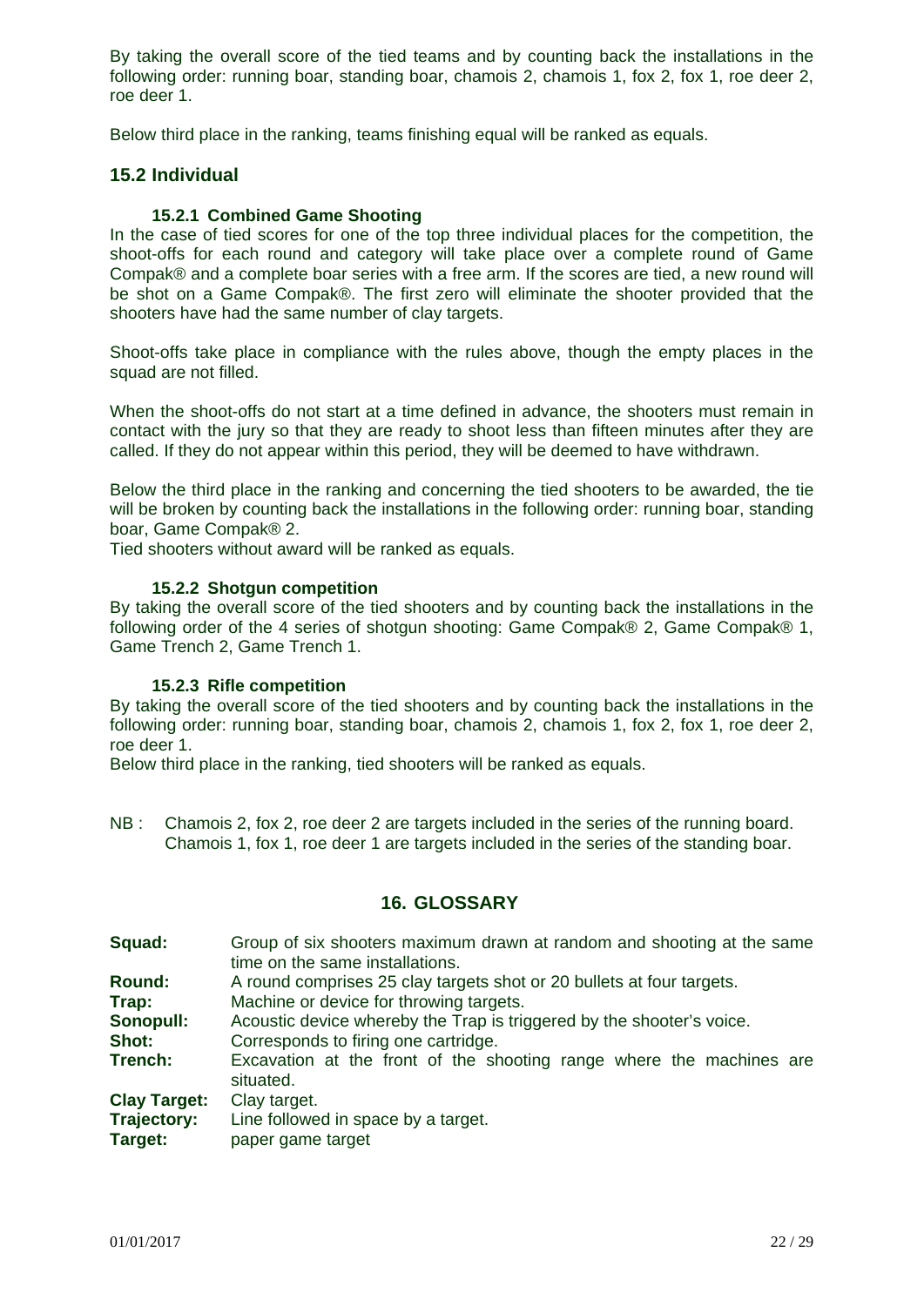By taking the overall score of the tied teams and by counting back the installations in the following order: running boar, standing boar, chamois 2, chamois 1, fox 2, fox 1, roe deer 2, roe deer 1.

Below third place in the ranking, teams finishing equal will be ranked as equals.

## 15.2 Individual

### 15.2.1 Combined Game Shooting

In the case of tied scores for one of the top three individual places for the competition, the shoot-offs for each round and category will take place over a complete round of Game Compak® and a complete boar series with a free arm. If the scores are tied, a new round will be shot on a Game Compak®. The first zero will eliminate the shooter provided that the shooters have had the same number of clay targets.

Shoot-offs take place in compliance with the rules above, though the empty places in the squad are not filled.

When the shoot-offs do not start at a time defined in advance, the shooters must remain in contact with the jury so that they are ready to shoot less than fifteen minutes after they are called. If they do not appear within this period, they will be deemed to have withdrawn.

Below the third place in the ranking and concerning the tied shooters to be awarded, the tie will be broken by counting back the installations in the following order: running boar, standing boar, Game Compak® 2.

Tied shooters without award will be ranked as equals.

### 15.2.2 Shotgun competition

By taking the overall score of the tied shooters and by counting back the installations in the following order of the 4 series of shotgun shooting: Game Compak® 2, Game Compak® 1, Game Trench 2, Game Trench 1.

### 15.2.3 Rifle competition

By taking the overall score of the tied shooters and by counting back the installations in the following order: running boar, standing boar, chamois 2, chamois 1, fox 2, fox 1, roe deer 2, roe deer 1.

Below third place in the ranking, tied shooters will be ranked as equals.

NB : Chamois 2, fox 2, roe deer 2 are targets included in the series of the running board.
Chamois 1, fox 1, roe deer 1 are targets included in the series of the standing boar.

## 16. GLOSSARY

**Squad:** Group of six shooters maximum drawn at random and shooting at the same time on the same installations.

**Round:** A round comprises 25 clay targets shot or 20 bullets at four targets.

**Trap:** Machine or device for throwing targets.

**Sonopull:** Acoustic device whereby the Trap is triggered by the shooter's voice.

**Shot:** Corresponds to firing one cartridge.

**Trench:** Excavation at the front of the shooting range where the machines are situated.

**Clay Target:** Clay target.

**Trajectory:** Line followed in space by a target.

**Target:** paper game target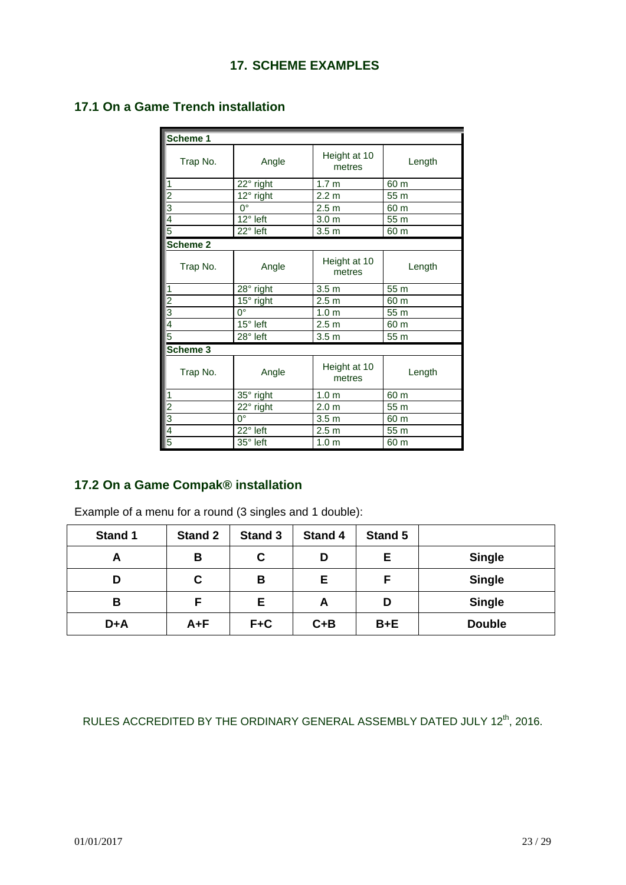## 17. SCHEME EXAMPLES

### 17.1 On a Game Trench installation

| Scheme 1 | | | |
|---|---|---|---|
| Trap No. | Angle | Height at 10 metres | Length |
| 1 | 22° right | 1.7 m | 60 m |
| 2 | 12° right | 2.2 m | 55 m |
| 3 | 0° | 2.5 m | 60 m |
| 4 | 12° left | 3.0 m | 55 m |
| 5 | 22° left | 3.5 m | 60 m |
| **Scheme 2** | | | |
| Trap No. | Angle | Height at 10 metres | Length |
| 1 | 28° right | 3.5 m | 55 m |
| 2 | 15° right | 2.5 m | 60 m |
| 3 | 0° | 1.0 m | 55 m |
| 4 | 15° left | 2.5 m | 60 m |
| 5 | 28° left | 3.5 m | 55 m |
| **Scheme 3** | | | |
| Trap No. | Angle | Height at 10 metres | Length |
| 1 | 35° right | 1.0 m | 60 m |
| 2 | 22° right | 2.0 m | 55 m |
| 3 | 0° | 3.5 m | 60 m |
| 4 | 22° left | 2.5 m | 55 m |
| 5 | 35° left | 1.0 m | 60 m |

### 17.2 On a Game Compak® installation

Example of a menu for a round (3 singles and 1 double):

| Stand 1 | Stand 2 | Stand 3 | Stand 4 | Stand 5 | |
|---|---|---|---|---|---|
| A | B | C | D | E | Single |
| D | C | B | E | F | Single |
| B | F | E | A | D | Single |
| D+A | A+F | F+C | C+B | B+E | Double |

RULES ACCREDITED BY THE ORDINARY GENERAL ASSEMBLY DATED JULY 12th, 2016.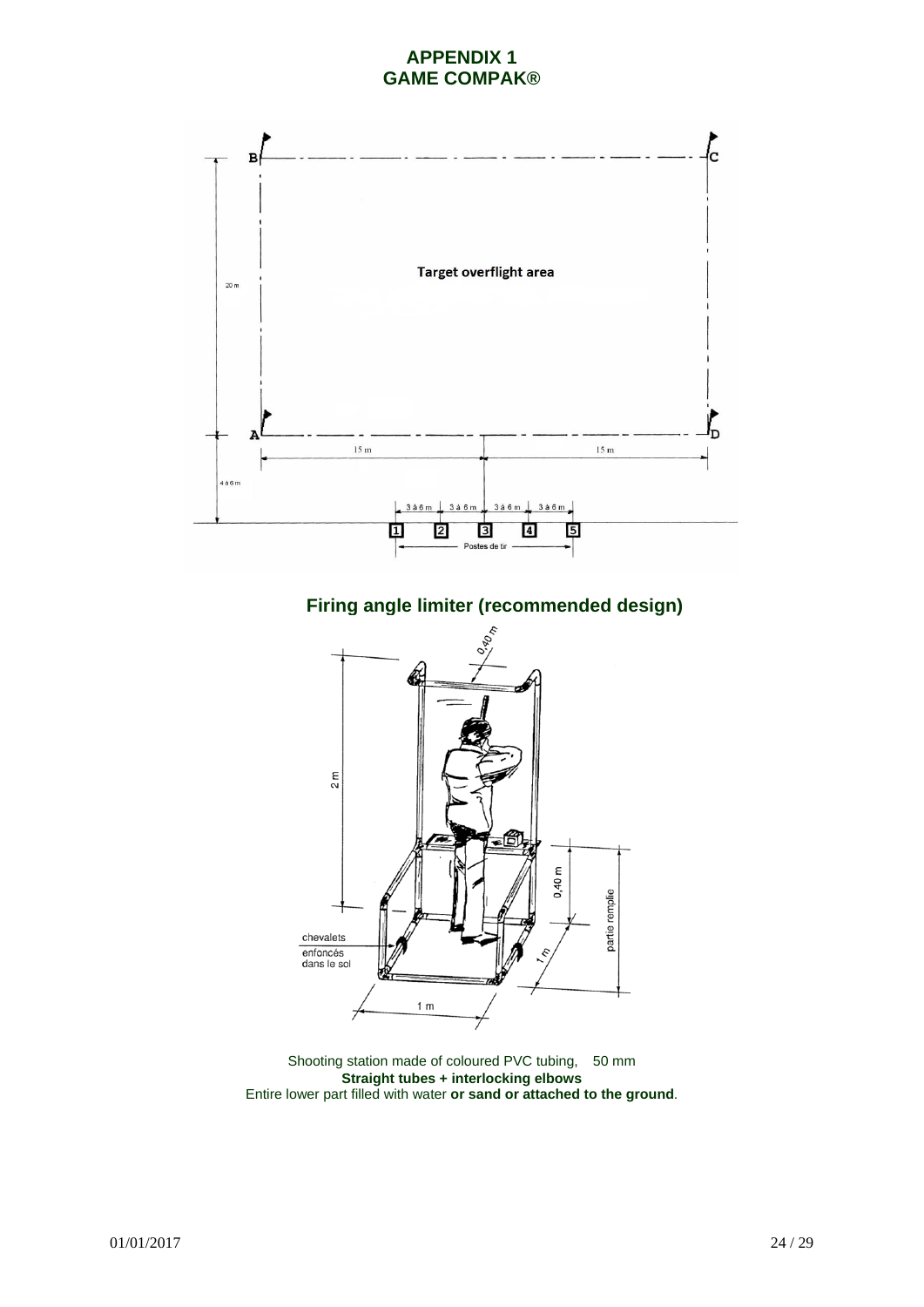# APPENDIX 1
# GAME COMPAK®

B C

Target overflight area

20 m

A D

15 m 15 m

4 à 6 m

3 à 6 m 3 à 6 m 3 à 6 m 3 à 6 m

1 2 3 4 5

Postes de tir

## Firing angle limiter (recommended design)

0,40 m

2 m

0,40 m

partie remplie

chevalets enfoncés dans le sol

1 m

1 m

Shooting station made of coloured PVC tubing, 50 mm
**Straight tubes + interlocking elbows**
Entire lower part filled with water **or sand or attached to the ground**.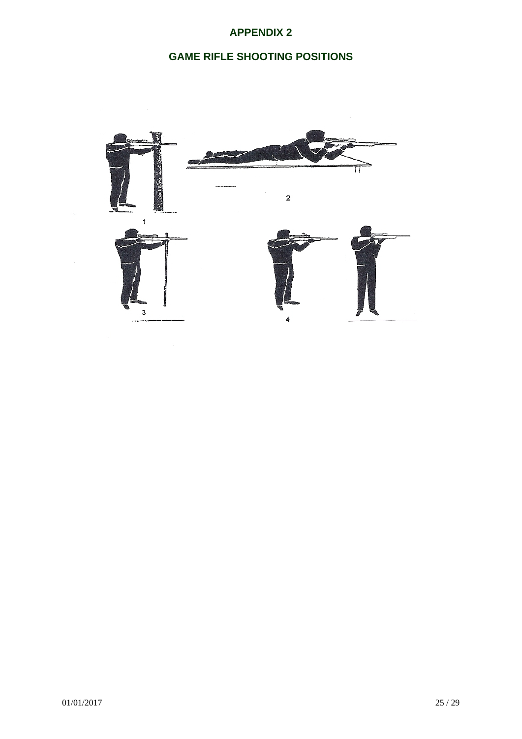# APPENDIX 2

## GAME RIFLE SHOOTING POSITIONS

1

2

3

4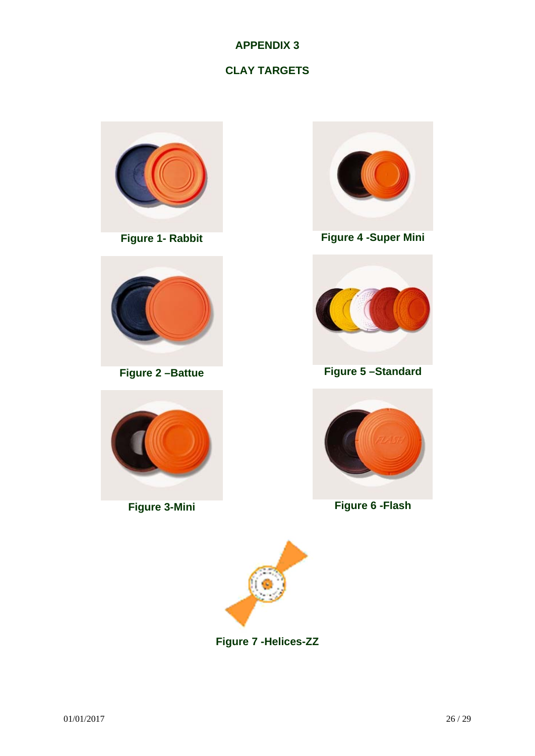## APPENDIX 3

## CLAY TARGETS

**Figure 1- Rabbit**

**Figure 4 -Super Mini**

**Figure 2 –Battue**

**Figure 5 –Standard**

**Figure 3-Mini**

**Figure 6 -Flash**

**Figure 7 -Helices-ZZ**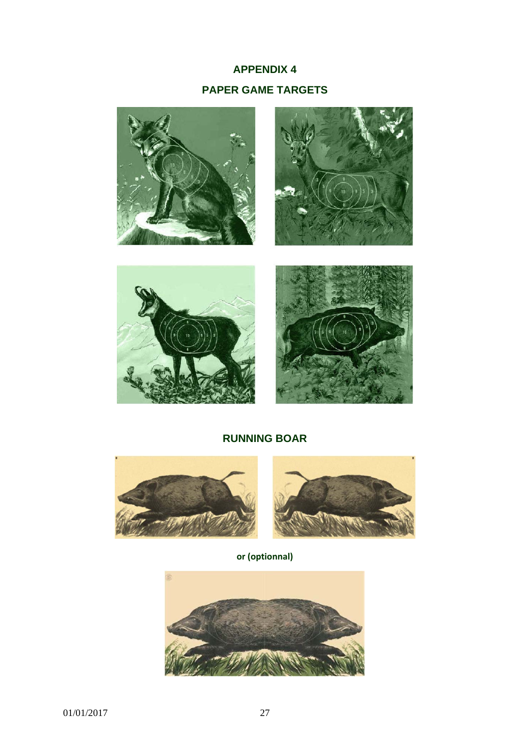## APPENDIX 4

## PAPER GAME TARGETS

## RUNNING BOAR

**or (optionnal)**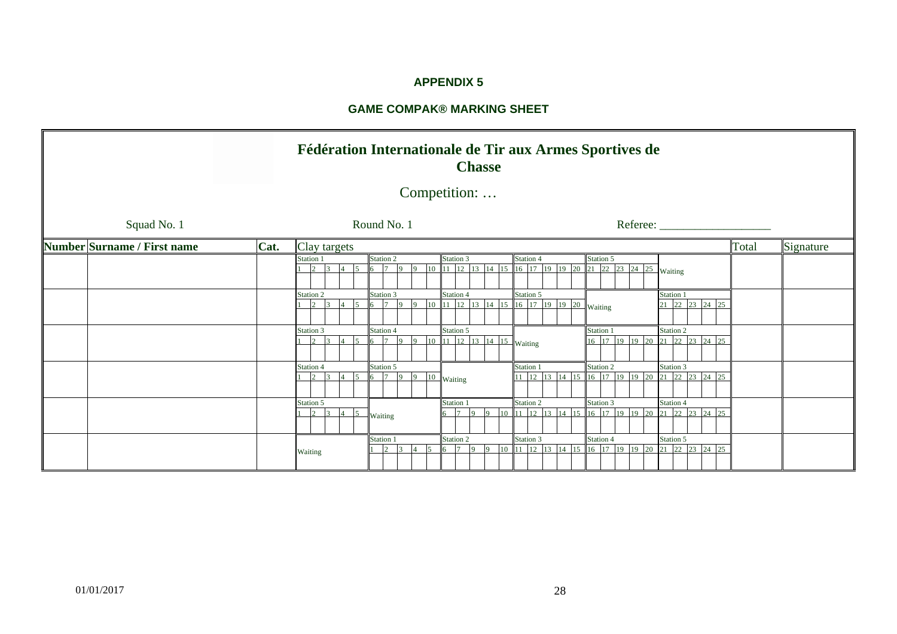**APPENDIX 5**

**GAME COMPAK® MARKING SHEET**

## Fédération Internationale de Tir aux Armes Sportives de Chasse

Competition: …

Squad No. 1 Round No. 1 Referee: ___________________

| Number | Surname / First name | Cat. | Clay targets | | | | | | Total | Signature |
|---|---|---|---|---|---|---|---|---|---|---|
| | | | Station 1: 1 2 3 4 5 | Station 2: 6 7 9 9 10 | Station 3: 11 12 13 14 15 | Station 4: 16 17 19 19 20 | Station 5: 21 22 23 24 25 | Waiting | | |
| | | | Station 2: 1 2 3 4 5 | Station 3: 6 7 9 9 10 | Station 4: 11 12 13 14 15 | Station 5: 16 17 19 19 20 | Waiting | Station 1: 21 22 23 24 25 | | |
| | | | Station 3: 1 2 3 4 5 | Station 4: 6 7 9 9 10 | Station 5: 11 12 13 14 15 | Waiting | Station 1: 16 17 19 19 20 | Station 2: 21 22 23 24 25 | | |
| | | | Station 4: 1 2 3 4 5 | Station 5: 6 7 9 9 10 | Waiting | Station 1: 11 12 13 14 15 | Station 2: 16 17 19 19 20 | Station 3: 21 22 23 24 25 | | |
| | | | Station 5: 1 2 3 4 5 | Waiting | Station 1: 6 7 9 9 10 | Station 2: 11 12 13 14 15 | Station 3: 16 17 19 19 20 | Station 4: 21 22 23 24 25 | | |
| | | | Waiting | Station 1: 1 2 3 4 5 | Station 2: 6 7 9 9 10 | Station 3: 11 12 13 14 15 | Station 4: 16 17 19 19 20 | Station 5: 21 22 23 24 25 | | |

01/01/2017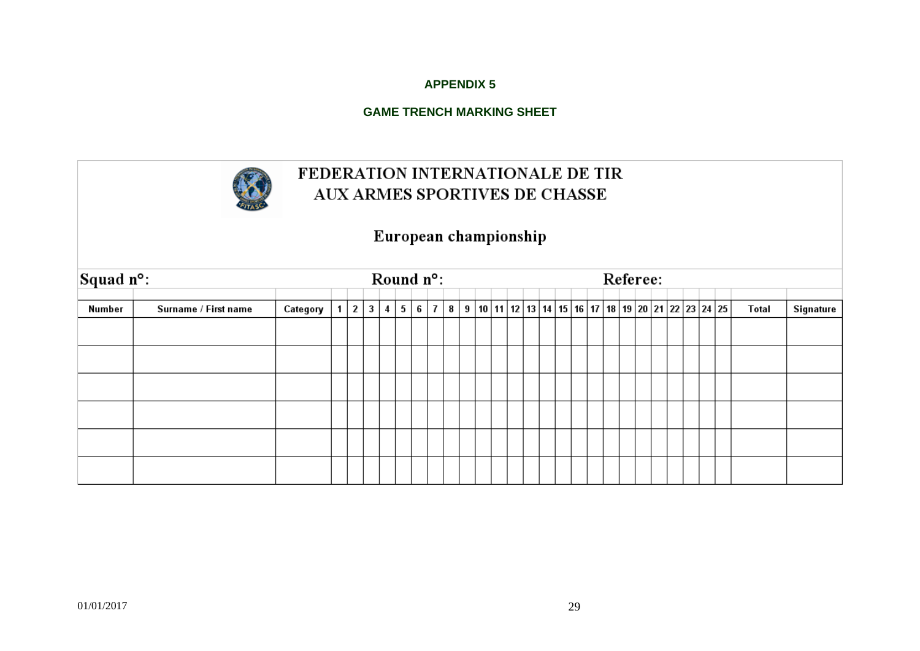## APPENDIX 5

## GAME TRENCH MARKING SHEET

FEDERATION INTERNATIONALE DE TIR
AUX ARMES SPORTIVES DE CHASSE

European championship

Squad n°: Round n°: Referee:

| Number | Surname / First name | Category | 1 | 2 | 3 | 4 | 5 | 6 | 7 | 8 | 9 | 10 | 11 | 12 | 13 | 14 | 15 | 16 | 17 | 18 | 19 | 20 | 21 | 22 | 23 | 24 | 25 | Total | Signature |
|---|---|---|---|---|---|---|---|---|---|---|---|---|---|---|---|---|---|---|---|---|---|---|---|---|---|---|---|---|---|
| | | | | | | | | | | | | | | | | | | | | | | | | | | | | | |
| | | | | | | | | | | | | | | | | | | | | | | | | | | | | | |
| | | | | | | | | | | | | | | | | | | | | | | | | | | | | | |
| | | | | | | | | | | | | | | | | | | | | | | | | | | | | | |
| | | | | | | | | | | | | | | | | | | | | | | | | | | | | | |
| | | | | | | | | | | | | | | | | | | | | | | | | | | | | | |

01/01/2017